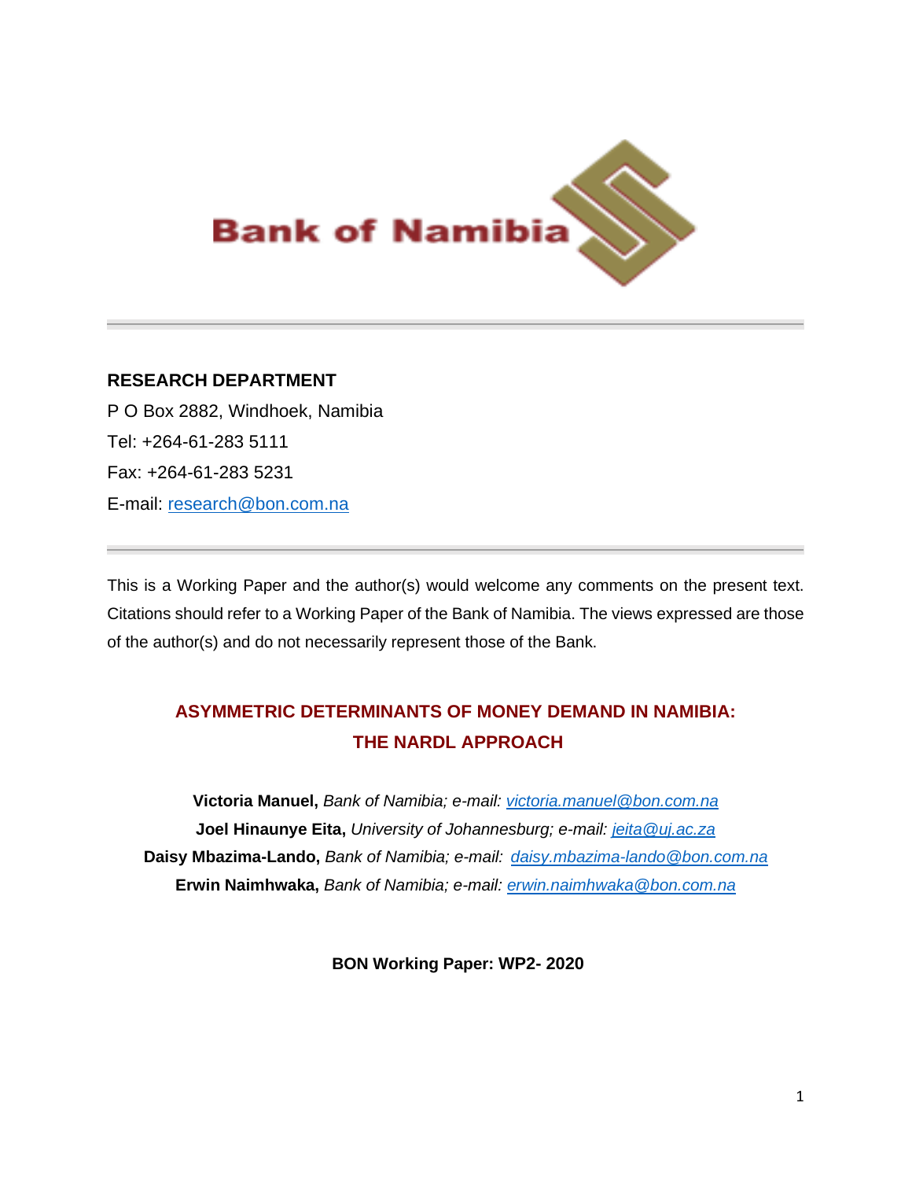Bank of Namibia

**RESEARCH DEPARTMENT**

P O Box 2882, Windhoek, Namibia

Tel: +264-61-283 5111

Fax: +264-61-283 5231

E-mail: research@bon.com.na

---

This is a Working Paper and the author(s) would welcome any comments on the present text. Citations should refer to a Working Paper of the Bank of Namibia. The views expressed are those of the author(s) and do not necessarily represent those of the Bank.

# ASYMMETRIC DETERMINANTS OF MONEY DEMAND IN NAMIBIA: THE NARDL APPROACH

**Victoria Manuel,** *Bank of Namibia; e-mail: victoria.manuel@bon.com.na*

**Joel Hinaunye Eita,** *University of Johannesburg; e-mail: jeita@uj.ac.za*

**Daisy Mbazima-Lando,** *Bank of Namibia; e-mail: daisy.mbazima-lando@bon.com.na*

**Erwin Naimhwaka,** *Bank of Namibia; e-mail: erwin.naimhwaka@bon.com.na*

**BON Working Paper: WP2- 2020**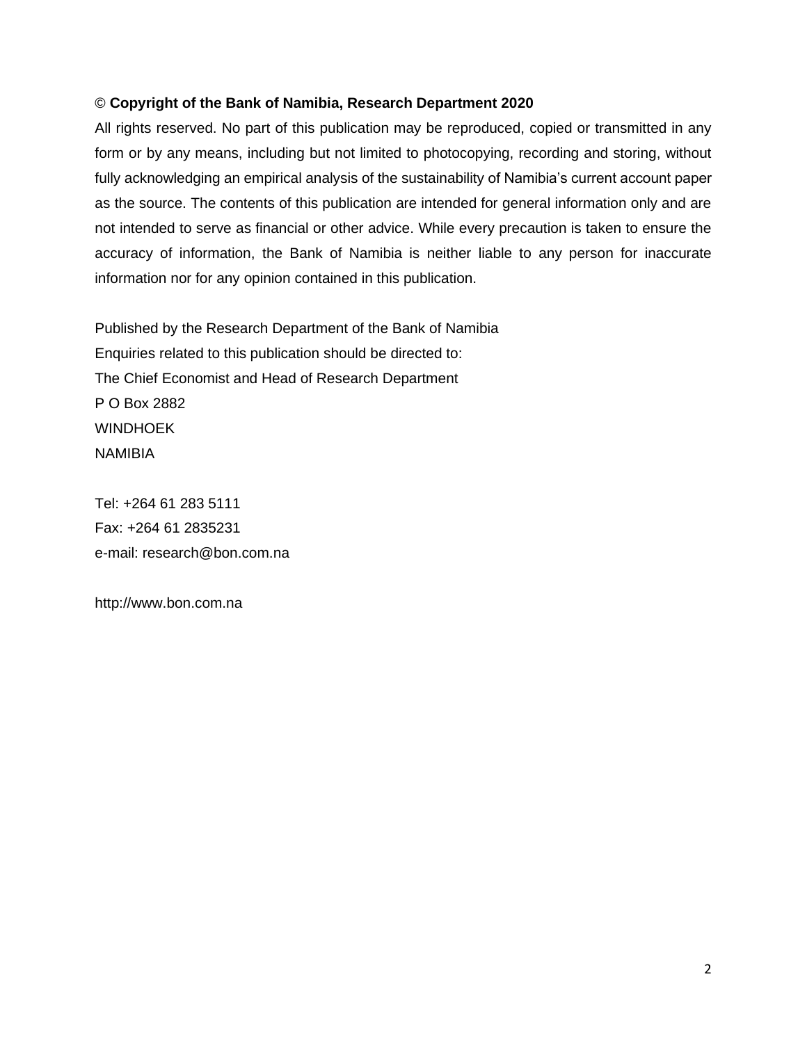© **Copyright of the Bank of Namibia, Research Department 2020**

All rights reserved. No part of this publication may be reproduced, copied or transmitted in any form or by any means, including but not limited to photocopying, recording and storing, without fully acknowledging an empirical analysis of the sustainability of Namibia's current account paper as the source. The contents of this publication are intended for general information only and are not intended to serve as financial or other advice. While every precaution is taken to ensure the accuracy of information, the Bank of Namibia is neither liable to any person for inaccurate information nor for any opinion contained in this publication.

Published by the Research Department of the Bank of Namibia
Enquiries related to this publication should be directed to:
The Chief Economist and Head of Research Department
P O Box 2882
WINDHOEK
NAMIBIA

Tel: +264 61 283 5111
Fax: +264 61 2835231
e-mail: research@bon.com.na

http://www.bon.com.na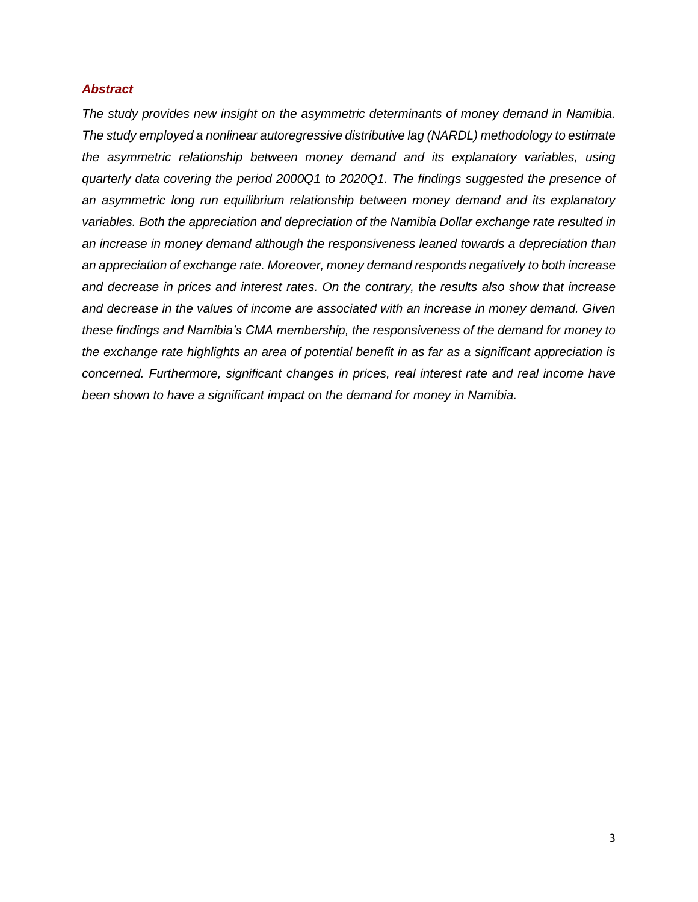## *Abstract*

*The study provides new insight on the asymmetric determinants of money demand in Namibia. The study employed a nonlinear autoregressive distributive lag (NARDL) methodology to estimate the asymmetric relationship between money demand and its explanatory variables, using quarterly data covering the period 2000Q1 to 2020Q1. The findings suggested the presence of an asymmetric long run equilibrium relationship between money demand and its explanatory variables. Both the appreciation and depreciation of the Namibia Dollar exchange rate resulted in an increase in money demand although the responsiveness leaned towards a depreciation than an appreciation of exchange rate. Moreover, money demand responds negatively to both increase and decrease in prices and interest rates. On the contrary, the results also show that increase and decrease in the values of income are associated with an increase in money demand. Given these findings and Namibia's CMA membership, the responsiveness of the demand for money to the exchange rate highlights an area of potential benefit in as far as a significant appreciation is concerned. Furthermore, significant changes in prices, real interest rate and real income have been shown to have a significant impact on the demand for money in Namibia.*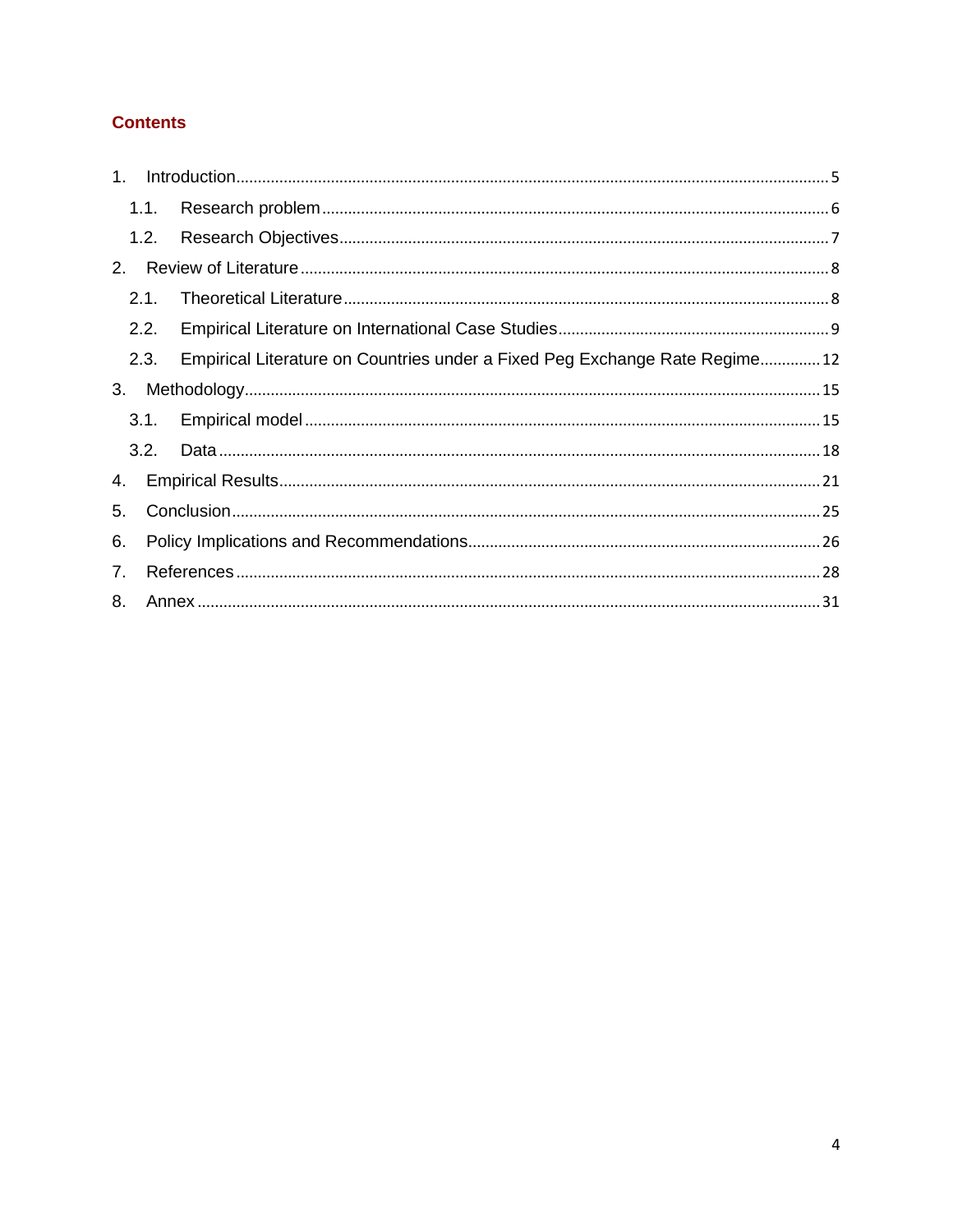## Contents

1. Introduction ........ 5
   - 1.1. Research problem ........ 6
   - 1.2. Research Objectives ........ 7
2. Review of Literature ........ 8
   - 2.1. Theoretical Literature ........ 8
   - 2.2. Empirical Literature on International Case Studies ........ 9
   - 2.3. Empirical Literature on Countries under a Fixed Peg Exchange Rate Regime ........ 12
3. Methodology ........ 15
   - 3.1. Empirical model ........ 15
   - 3.2. Data ........ 18
4. Empirical Results ........ 21
5. Conclusion ........ 25
6. Policy Implications and Recommendations ........ 26
7. References ........ 28
8. Annex ........ 31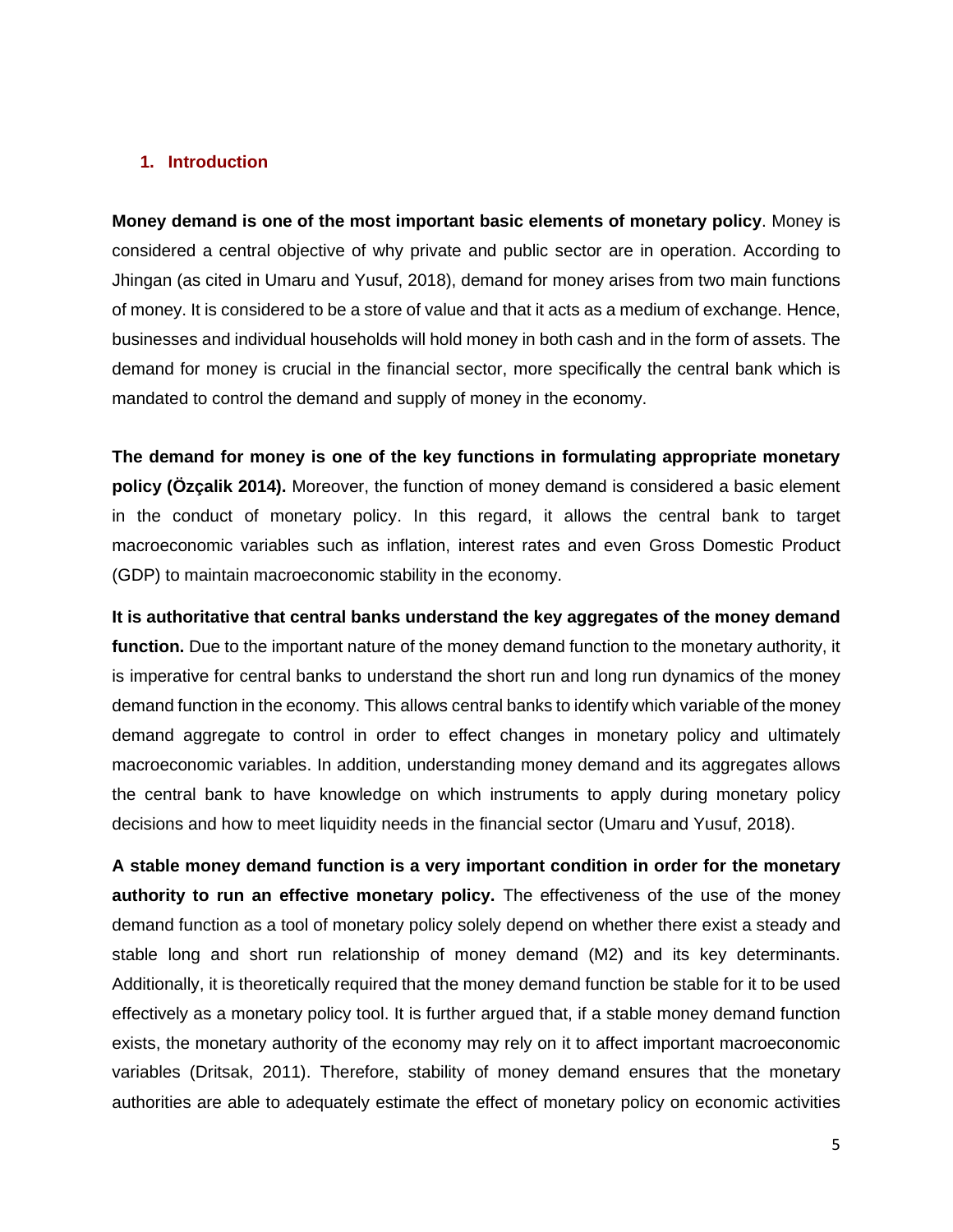## 1. Introduction

**Money demand is one of the most important basic elements of monetary policy**. Money is considered a central objective of why private and public sector are in operation. According to Jhingan (as cited in Umaru and Yusuf, 2018), demand for money arises from two main functions of money. It is considered to be a store of value and that it acts as a medium of exchange. Hence, businesses and individual households will hold money in both cash and in the form of assets. The demand for money is crucial in the financial sector, more specifically the central bank which is mandated to control the demand and supply of money in the economy.

**The demand for money is one of the key functions in formulating appropriate monetary policy (Özçalik 2014).** Moreover, the function of money demand is considered a basic element in the conduct of monetary policy. In this regard, it allows the central bank to target macroeconomic variables such as inflation, interest rates and even Gross Domestic Product (GDP) to maintain macroeconomic stability in the economy.

**It is authoritative that central banks understand the key aggregates of the money demand function.** Due to the important nature of the money demand function to the monetary authority, it is imperative for central banks to understand the short run and long run dynamics of the money demand function in the economy. This allows central banks to identify which variable of the money demand aggregate to control in order to effect changes in monetary policy and ultimately macroeconomic variables. In addition, understanding money demand and its aggregates allows the central bank to have knowledge on which instruments to apply during monetary policy decisions and how to meet liquidity needs in the financial sector (Umaru and Yusuf, 2018).

**A stable money demand function is a very important condition in order for the monetary authority to run an effective monetary policy.** The effectiveness of the use of the money demand function as a tool of monetary policy solely depend on whether there exist a steady and stable long and short run relationship of money demand (M2) and its key determinants. Additionally, it is theoretically required that the money demand function be stable for it to be used effectively as a monetary policy tool. It is further argued that, if a stable money demand function exists, the monetary authority of the economy may rely on it to affect important macroeconomic variables (Dritsak, 2011). Therefore, stability of money demand ensures that the monetary authorities are able to adequately estimate the effect of monetary policy on economic activities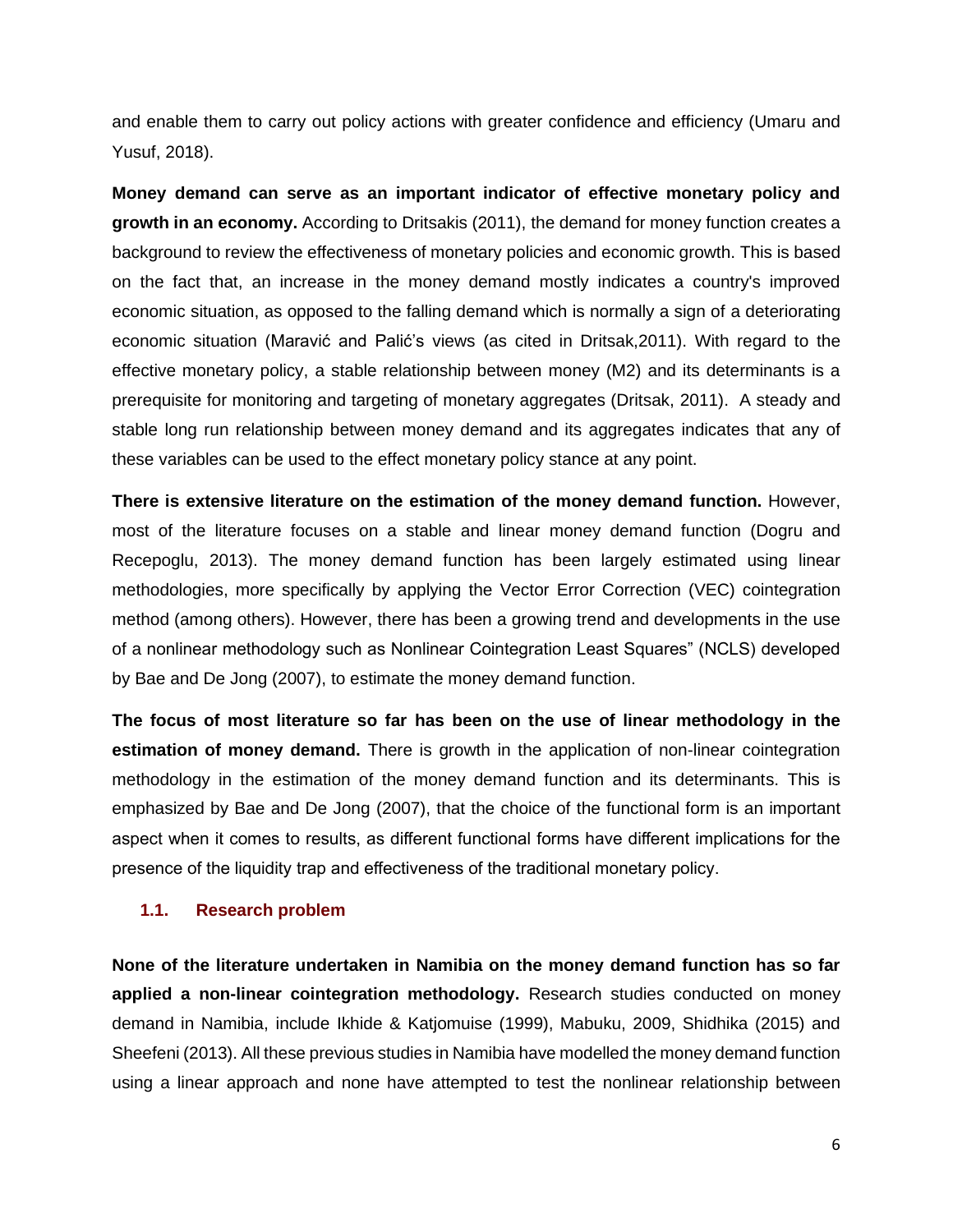and enable them to carry out policy actions with greater confidence and efficiency (Umaru and Yusuf, 2018).

**Money demand can serve as an important indicator of effective monetary policy and growth in an economy.** According to Dritsakis (2011), the demand for money function creates a background to review the effectiveness of monetary policies and economic growth. This is based on the fact that, an increase in the money demand mostly indicates a country's improved economic situation, as opposed to the falling demand which is normally a sign of a deteriorating economic situation (Maravić and Palić's views (as cited in Dritsak,2011). With regard to the effective monetary policy, a stable relationship between money (M2) and its determinants is a prerequisite for monitoring and targeting of monetary aggregates (Dritsak, 2011). A steady and stable long run relationship between money demand and its aggregates indicates that any of these variables can be used to the effect monetary policy stance at any point.

**There is extensive literature on the estimation of the money demand function.** However, most of the literature focuses on a stable and linear money demand function (Dogru and Recepoglu, 2013). The money demand function has been largely estimated using linear methodologies, more specifically by applying the Vector Error Correction (VEC) cointegration method (among others). However, there has been a growing trend and developments in the use of a nonlinear methodology such as Nonlinear Cointegration Least Squares" (NCLS) developed by Bae and De Jong (2007), to estimate the money demand function.

**The focus of most literature so far has been on the use of linear methodology in the estimation of money demand.** There is growth in the application of non-linear cointegration methodology in the estimation of the money demand function and its determinants. This is emphasized by Bae and De Jong (2007), that the choice of the functional form is an important aspect when it comes to results, as different functional forms have different implications for the presence of the liquidity trap and effectiveness of the traditional monetary policy.

### 1.1. Research problem

**None of the literature undertaken in Namibia on the money demand function has so far applied a non-linear cointegration methodology.** Research studies conducted on money demand in Namibia, include Ikhide & Katjomuise (1999), Mabuku, 2009, Shidhika (2015) and Sheefeni (2013). All these previous studies in Namibia have modelled the money demand function using a linear approach and none have attempted to test the nonlinear relationship between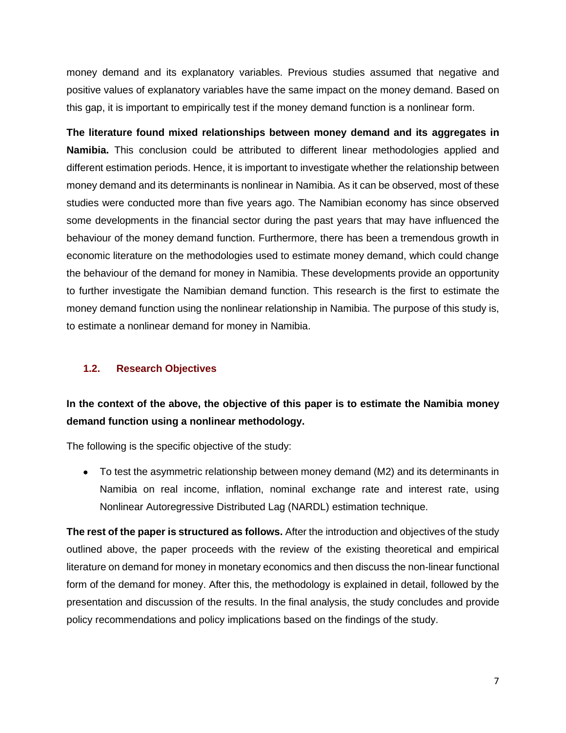money demand and its explanatory variables. Previous studies assumed that negative and positive values of explanatory variables have the same impact on the money demand. Based on this gap, it is important to empirically test if the money demand function is a nonlinear form.

**The literature found mixed relationships between money demand and its aggregates in Namibia.** This conclusion could be attributed to different linear methodologies applied and different estimation periods. Hence, it is important to investigate whether the relationship between money demand and its determinants is nonlinear in Namibia. As it can be observed, most of these studies were conducted more than five years ago. The Namibian economy has since observed some developments in the financial sector during the past years that may have influenced the behaviour of the money demand function. Furthermore, there has been a tremendous growth in economic literature on the methodologies used to estimate money demand, which could change the behaviour of the demand for money in Namibia. These developments provide an opportunity to further investigate the Namibian demand function. This research is the first to estimate the money demand function using the nonlinear relationship in Namibia. The purpose of this study is, to estimate a nonlinear demand for money in Namibia.

## 1.2. Research Objectives

**In the context of the above, the objective of this paper is to estimate the Namibia money demand function using a nonlinear methodology.**

The following is the specific objective of the study:

- To test the asymmetric relationship between money demand (M2) and its determinants in Namibia on real income, inflation, nominal exchange rate and interest rate, using Nonlinear Autoregressive Distributed Lag (NARDL) estimation technique.

**The rest of the paper is structured as follows.** After the introduction and objectives of the study outlined above, the paper proceeds with the review of the existing theoretical and empirical literature on demand for money in monetary economics and then discuss the non-linear functional form of the demand for money. After this, the methodology is explained in detail, followed by the presentation and discussion of the results. In the final analysis, the study concludes and provide policy recommendations and policy implications based on the findings of the study.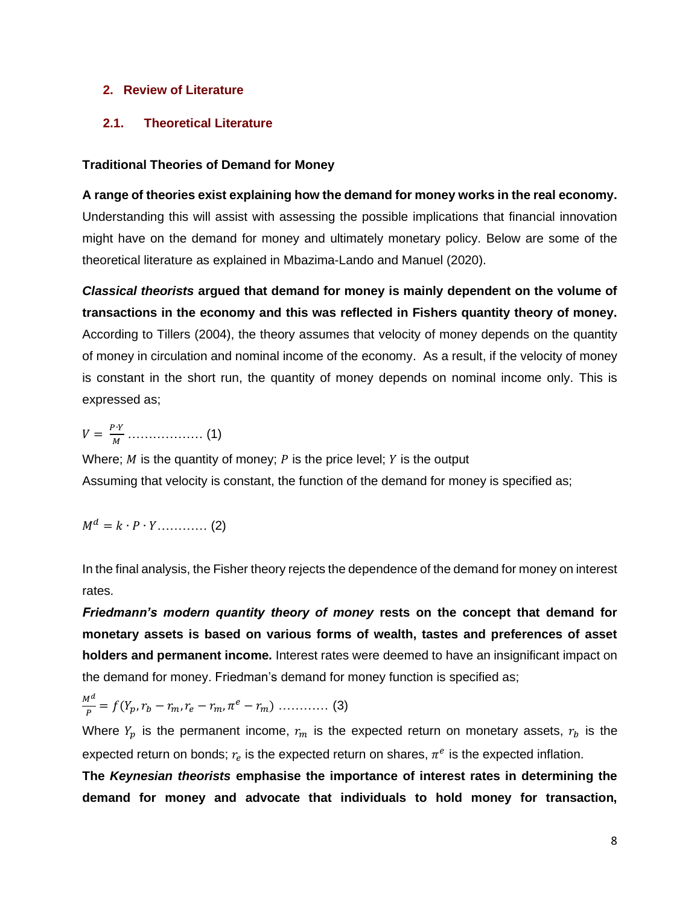## 2. Review of Literature

### 2.1. Theoretical Literature

**Traditional Theories of Demand for Money**

**A range of theories exist explaining how the demand for money works in the real economy.** Understanding this will assist with assessing the possible implications that financial innovation might have on the demand for money and ultimately monetary policy. Below are some of the theoretical literature as explained in Mbazima-Lando and Manuel (2020).

***Classical theorists*** **argued that demand for money is mainly dependent on the volume of transactions in the economy and this was reflected in Fishers quantity theory of money.** According to Tillers (2004), the theory assumes that velocity of money depends on the quantity of money in circulation and nominal income of the economy. As a result, if the velocity of money is constant in the short run, the quantity of money depends on nominal income only. This is expressed as;

$$V = \frac{P \cdot Y}{M} \text{ .................. (1)}$$

Where; $M$ is the quantity of money; $P$ is the price level; $Y$ is the output

Assuming that velocity is constant, the function of the demand for money is specified as;

$$M^d = k \cdot P \cdot Y \text{............ (2)}$$

In the final analysis, the Fisher theory rejects the dependence of the demand for money on interest rates.

***Friedmann's modern quantity theory of money*** **rests on the concept that demand for monetary assets is based on various forms of wealth, tastes and preferences of asset holders and permanent income.** Interest rates were deemed to have an insignificant impact on the demand for money. Friedman's demand for money function is specified as;

$$\frac{M^d}{P} = f(Y_p, r_b - r_m, r_e - r_m, \pi^e - r_m) \text{ ............ (3)}$$

Where $Y_p$ is the permanent income, $r_m$ is the expected return on monetary assets, $r_b$ is the expected return on bonds; $r_e$ is the expected return on shares, $\pi^e$ is the expected inflation.

**The *Keynesian theorists* emphasise the importance of interest rates in determining the demand for money and advocate that individuals to hold money for transaction,**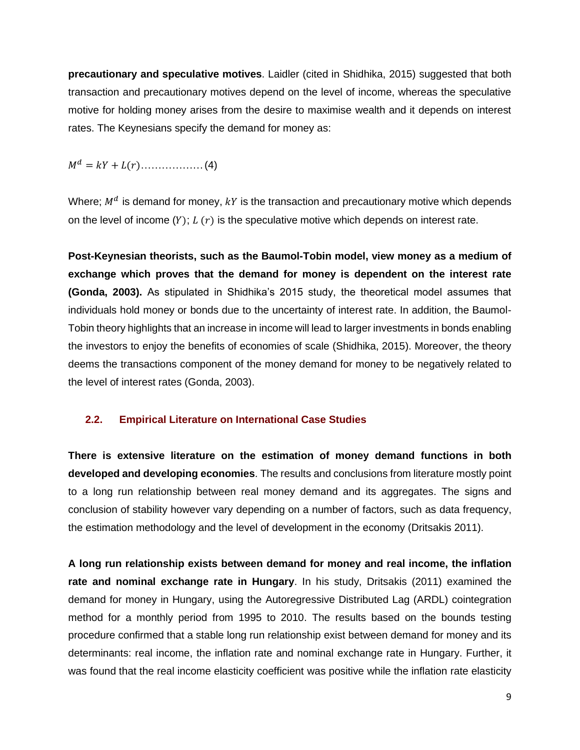**precautionary and speculative motives**. Laidler (cited in Shidhika, 2015) suggested that both transaction and precautionary motives depend on the level of income, whereas the speculative motive for holding money arises from the desire to maximise wealth and it depends on interest rates. The Keynesians specify the demand for money as:

$$M^d = kY + L(r)\ldots\ldots\ldots\ldots\ldots\ldots(4)$$

Where; $M^d$ is demand for money, $kY$ is the transaction and precautionary motive which depends on the level of income $(Y)$; $L\ (r)$ is the speculative motive which depends on interest rate.

**Post-Keynesian theorists, such as the Baumol-Tobin model, view money as a medium of exchange which proves that the demand for money is dependent on the interest rate (Gonda, 2003).** As stipulated in Shidhika's 2015 study, the theoretical model assumes that individuals hold money or bonds due to the uncertainty of interest rate. In addition, the Baumol-Tobin theory highlights that an increase in income will lead to larger investments in bonds enabling the investors to enjoy the benefits of economies of scale (Shidhika, 2015). Moreover, the theory deems the transactions component of the money demand for money to be negatively related to the level of interest rates (Gonda, 2003).

### 2.2. Empirical Literature on International Case Studies

**There is extensive literature on the estimation of money demand functions in both developed and developing economies**. The results and conclusions from literature mostly point to a long run relationship between real money demand and its aggregates. The signs and conclusion of stability however vary depending on a number of factors, such as data frequency, the estimation methodology and the level of development in the economy (Dritsakis 2011).

**A long run relationship exists between demand for money and real income, the inflation rate and nominal exchange rate in Hungary**. In his study, Dritsakis (2011) examined the demand for money in Hungary, using the Autoregressive Distributed Lag (ARDL) cointegration method for a monthly period from 1995 to 2010. The results based on the bounds testing procedure confirmed that a stable long run relationship exist between demand for money and its determinants: real income, the inflation rate and nominal exchange rate in Hungary. Further, it was found that the real income elasticity coefficient was positive while the inflation rate elasticity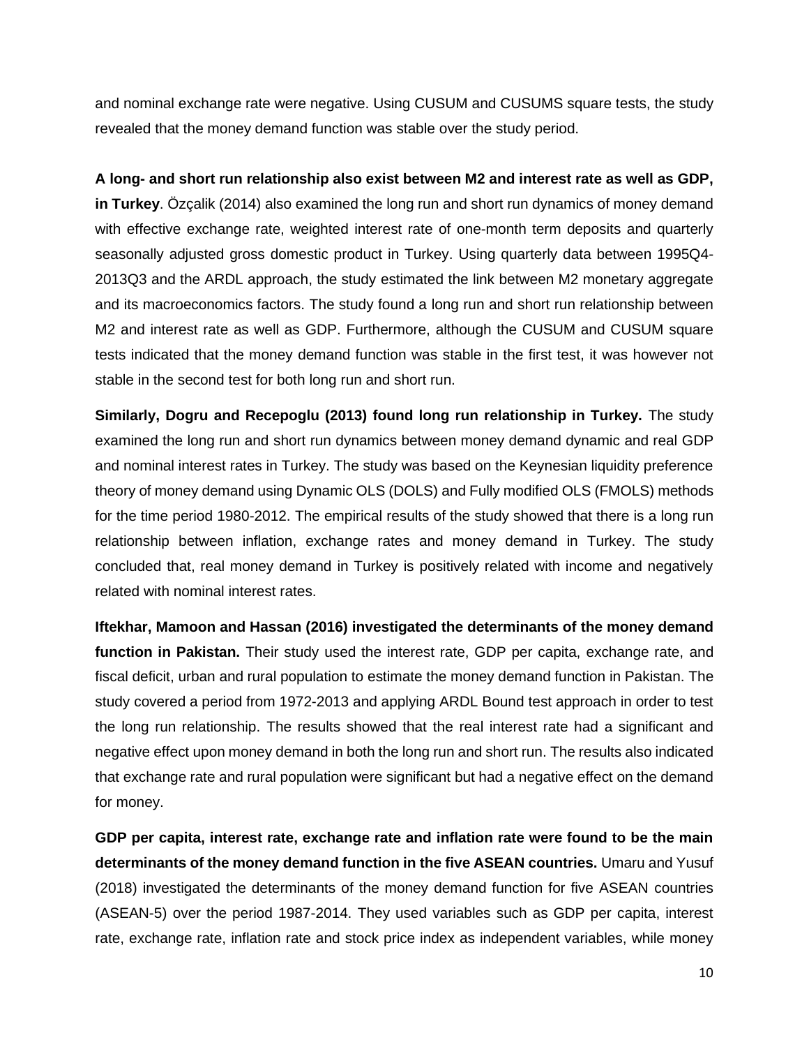and nominal exchange rate were negative. Using CUSUM and CUSUMS square tests, the study revealed that the money demand function was stable over the study period.

**A long- and short run relationship also exist between M2 and interest rate as well as GDP, in Turkey**. Özçalik (2014) also examined the long run and short run dynamics of money demand with effective exchange rate, weighted interest rate of one-month term deposits and quarterly seasonally adjusted gross domestic product in Turkey. Using quarterly data between 1995Q4-2013Q3 and the ARDL approach, the study estimated the link between M2 monetary aggregate and its macroeconomics factors. The study found a long run and short run relationship between M2 and interest rate as well as GDP. Furthermore, although the CUSUM and CUSUM square tests indicated that the money demand function was stable in the first test, it was however not stable in the second test for both long run and short run.

**Similarly, Dogru and Recepoglu (2013) found long run relationship in Turkey.** The study examined the long run and short run dynamics between money demand dynamic and real GDP and nominal interest rates in Turkey. The study was based on the Keynesian liquidity preference theory of money demand using Dynamic OLS (DOLS) and Fully modified OLS (FMOLS) methods for the time period 1980-2012. The empirical results of the study showed that there is a long run relationship between inflation, exchange rates and money demand in Turkey. The study concluded that, real money demand in Turkey is positively related with income and negatively related with nominal interest rates.

**Iftekhar, Mamoon and Hassan (2016) investigated the determinants of the money demand function in Pakistan.** Their study used the interest rate, GDP per capita, exchange rate, and fiscal deficit, urban and rural population to estimate the money demand function in Pakistan. The study covered a period from 1972-2013 and applying ARDL Bound test approach in order to test the long run relationship. The results showed that the real interest rate had a significant and negative effect upon money demand in both the long run and short run. The results also indicated that exchange rate and rural population were significant but had a negative effect on the demand for money.

**GDP per capita, interest rate, exchange rate and inflation rate were found to be the main determinants of the money demand function in the five ASEAN countries.** Umaru and Yusuf (2018) investigated the determinants of the money demand function for five ASEAN countries (ASEAN-5) over the period 1987-2014. They used variables such as GDP per capita, interest rate, exchange rate, inflation rate and stock price index as independent variables, while money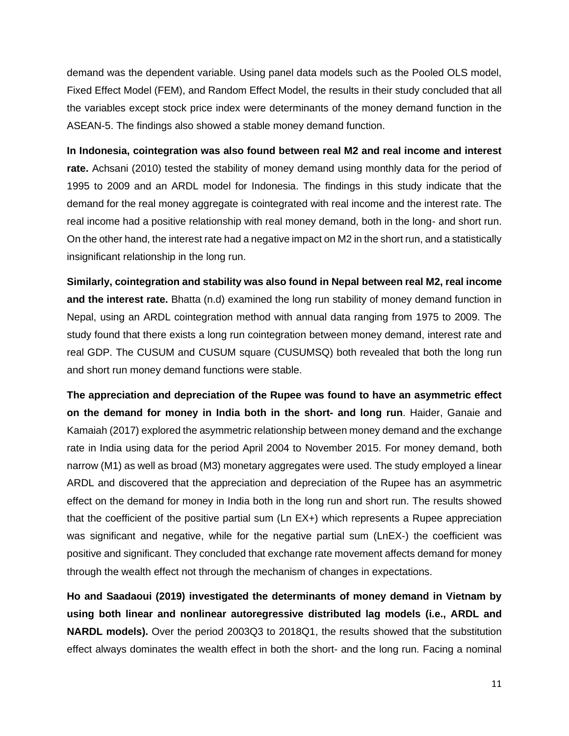demand was the dependent variable. Using panel data models such as the Pooled OLS model, Fixed Effect Model (FEM), and Random Effect Model, the results in their study concluded that all the variables except stock price index were determinants of the money demand function in the ASEAN-5. The findings also showed a stable money demand function.

**In Indonesia, cointegration was also found between real M2 and real income and interest rate.** Achsani (2010) tested the stability of money demand using monthly data for the period of 1995 to 2009 and an ARDL model for Indonesia. The findings in this study indicate that the demand for the real money aggregate is cointegrated with real income and the interest rate. The real income had a positive relationship with real money demand, both in the long- and short run. On the other hand, the interest rate had a negative impact on M2 in the short run, and a statistically insignificant relationship in the long run.

**Similarly, cointegration and stability was also found in Nepal between real M2, real income and the interest rate.** Bhatta (n.d) examined the long run stability of money demand function in Nepal, using an ARDL cointegration method with annual data ranging from 1975 to 2009. The study found that there exists a long run cointegration between money demand, interest rate and real GDP. The CUSUM and CUSUM square (CUSUMSQ) both revealed that both the long run and short run money demand functions were stable.

**The appreciation and depreciation of the Rupee was found to have an asymmetric effect on the demand for money in India both in the short- and long run**. Haider, Ganaie and Kamaiah (2017) explored the asymmetric relationship between money demand and the exchange rate in India using data for the period April 2004 to November 2015. For money demand, both narrow (M1) as well as broad (M3) monetary aggregates were used. The study employed a linear ARDL and discovered that the appreciation and depreciation of the Rupee has an asymmetric effect on the demand for money in India both in the long run and short run. The results showed that the coefficient of the positive partial sum (Ln EX+) which represents a Rupee appreciation was significant and negative, while for the negative partial sum (LnEX-) the coefficient was positive and significant. They concluded that exchange rate movement affects demand for money through the wealth effect not through the mechanism of changes in expectations.

**Ho and Saadaoui (2019) investigated the determinants of money demand in Vietnam by using both linear and nonlinear autoregressive distributed lag models (i.e., ARDL and NARDL models).** Over the period 2003Q3 to 2018Q1, the results showed that the substitution effect always dominates the wealth effect in both the short- and the long run. Facing a nominal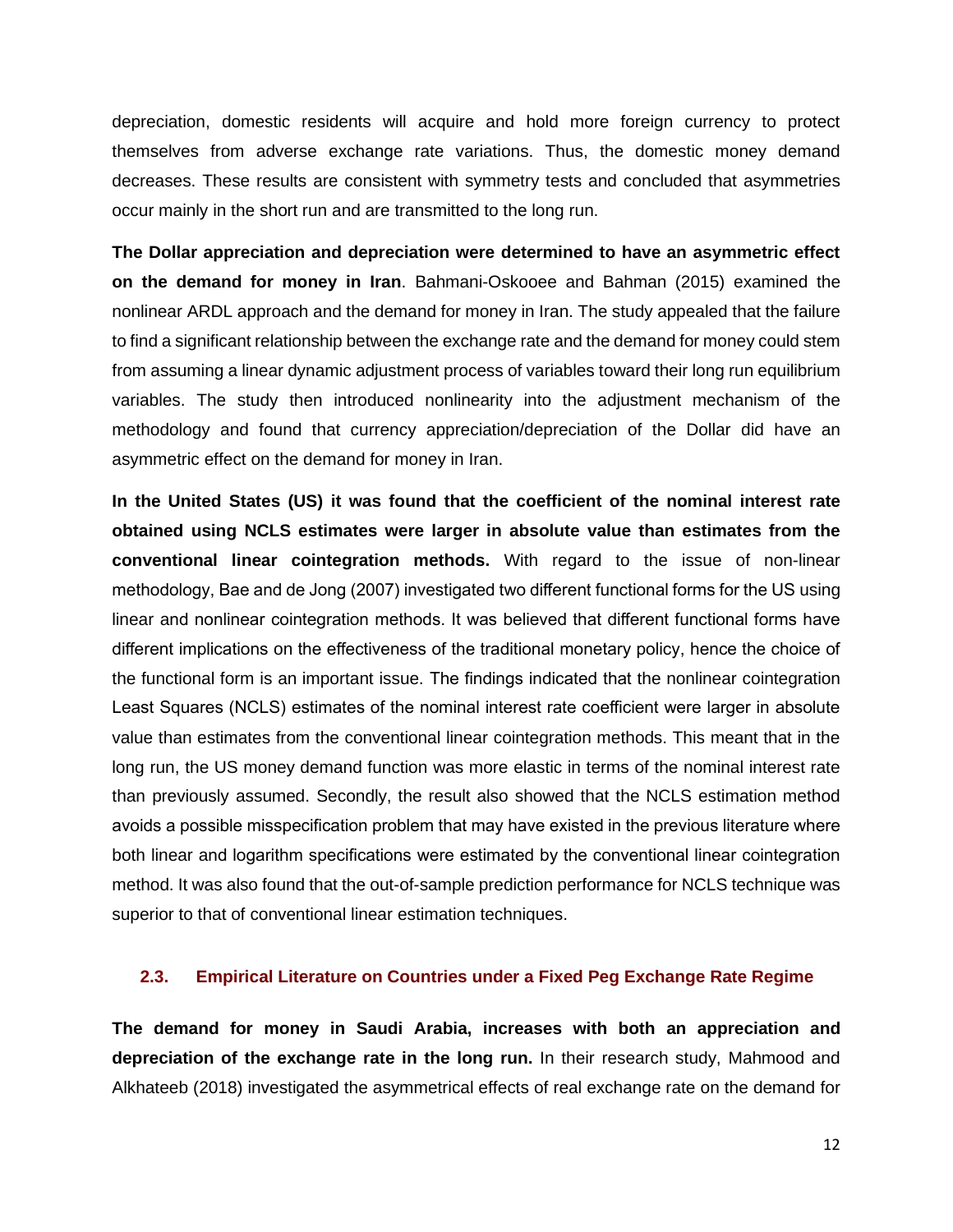depreciation, domestic residents will acquire and hold more foreign currency to protect themselves from adverse exchange rate variations. Thus, the domestic money demand decreases. These results are consistent with symmetry tests and concluded that asymmetries occur mainly in the short run and are transmitted to the long run.

**The Dollar appreciation and depreciation were determined to have an asymmetric effect on the demand for money in Iran**. Bahmani-Oskooee and Bahman (2015) examined the nonlinear ARDL approach and the demand for money in Iran. The study appealed that the failure to find a significant relationship between the exchange rate and the demand for money could stem from assuming a linear dynamic adjustment process of variables toward their long run equilibrium variables. The study then introduced nonlinearity into the adjustment mechanism of the methodology and found that currency appreciation/depreciation of the Dollar did have an asymmetric effect on the demand for money in Iran.

**In the United States (US) it was found that the coefficient of the nominal interest rate obtained using NCLS estimates were larger in absolute value than estimates from the conventional linear cointegration methods.** With regard to the issue of non-linear methodology, Bae and de Jong (2007) investigated two different functional forms for the US using linear and nonlinear cointegration methods. It was believed that different functional forms have different implications on the effectiveness of the traditional monetary policy, hence the choice of the functional form is an important issue. The findings indicated that the nonlinear cointegration Least Squares (NCLS) estimates of the nominal interest rate coefficient were larger in absolute value than estimates from the conventional linear cointegration methods. This meant that in the long run, the US money demand function was more elastic in terms of the nominal interest rate than previously assumed. Secondly, the result also showed that the NCLS estimation method avoids a possible misspecification problem that may have existed in the previous literature where both linear and logarithm specifications were estimated by the conventional linear cointegration method. It was also found that the out-of-sample prediction performance for NCLS technique was superior to that of conventional linear estimation techniques.

### 2.3. Empirical Literature on Countries under a Fixed Peg Exchange Rate Regime

**The demand for money in Saudi Arabia, increases with both an appreciation and depreciation of the exchange rate in the long run.** In their research study, Mahmood and Alkhateeb (2018) investigated the asymmetrical effects of real exchange rate on the demand for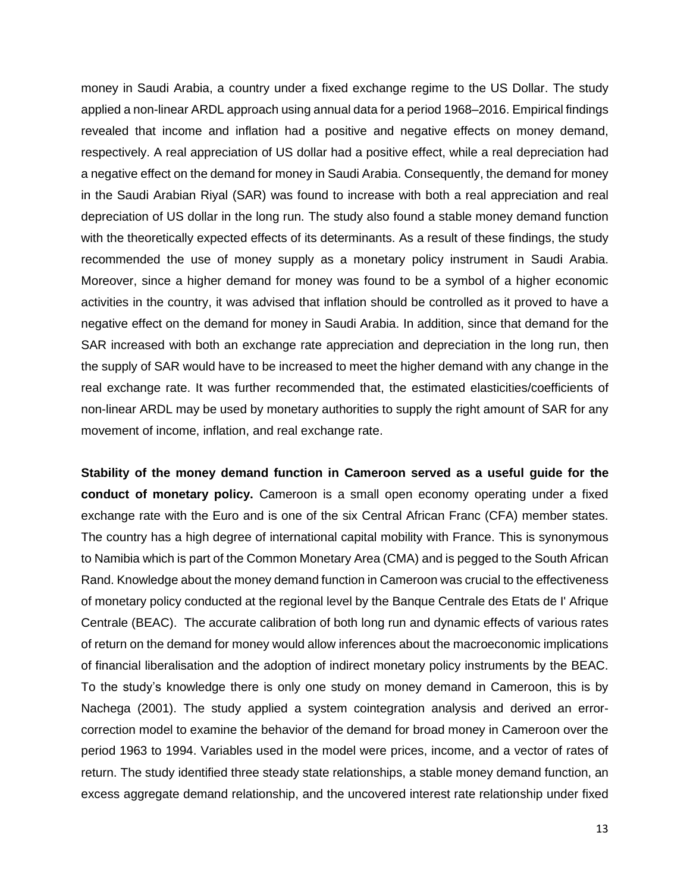money in Saudi Arabia, a country under a fixed exchange regime to the US Dollar. The study applied a non-linear ARDL approach using annual data for a period 1968–2016. Empirical findings revealed that income and inflation had a positive and negative effects on money demand, respectively. A real appreciation of US dollar had a positive effect, while a real depreciation had a negative effect on the demand for money in Saudi Arabia. Consequently, the demand for money in the Saudi Arabian Riyal (SAR) was found to increase with both a real appreciation and real depreciation of US dollar in the long run. The study also found a stable money demand function with the theoretically expected effects of its determinants. As a result of these findings, the study recommended the use of money supply as a monetary policy instrument in Saudi Arabia. Moreover, since a higher demand for money was found to be a symbol of a higher economic activities in the country, it was advised that inflation should be controlled as it proved to have a negative effect on the demand for money in Saudi Arabia. In addition, since that demand for the SAR increased with both an exchange rate appreciation and depreciation in the long run, then the supply of SAR would have to be increased to meet the higher demand with any change in the real exchange rate. It was further recommended that, the estimated elasticities/coefficients of non-linear ARDL may be used by monetary authorities to supply the right amount of SAR for any movement of income, inflation, and real exchange rate.

**Stability of the money demand function in Cameroon served as a useful guide for the conduct of monetary policy.** Cameroon is a small open economy operating under a fixed exchange rate with the Euro and is one of the six Central African Franc (CFA) member states. The country has a high degree of international capital mobility with France. This is synonymous to Namibia which is part of the Common Monetary Area (CMA) and is pegged to the South African Rand. Knowledge about the money demand function in Cameroon was crucial to the effectiveness of monetary policy conducted at the regional level by the Banque Centrale des Etats de l' Afrique Centrale (BEAC). The accurate calibration of both long run and dynamic effects of various rates of return on the demand for money would allow inferences about the macroeconomic implications of financial liberalisation and the adoption of indirect monetary policy instruments by the BEAC. To the study's knowledge there is only one study on money demand in Cameroon, this is by Nachega (2001). The study applied a system cointegration analysis and derived an error-correction model to examine the behavior of the demand for broad money in Cameroon over the period 1963 to 1994. Variables used in the model were prices, income, and a vector of rates of return. The study identified three steady state relationships, a stable money demand function, an excess aggregate demand relationship, and the uncovered interest rate relationship under fixed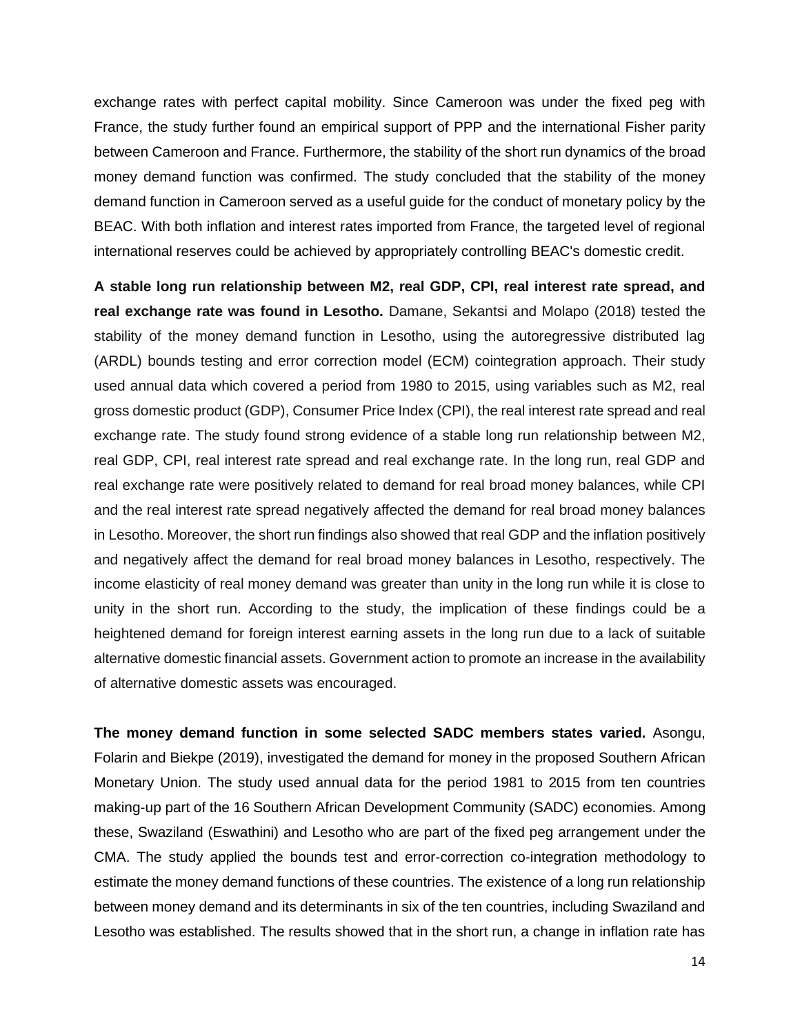exchange rates with perfect capital mobility. Since Cameroon was under the fixed peg with France, the study further found an empirical support of PPP and the international Fisher parity between Cameroon and France. Furthermore, the stability of the short run dynamics of the broad money demand function was confirmed. The study concluded that the stability of the money demand function in Cameroon served as a useful guide for the conduct of monetary policy by the BEAC. With both inflation and interest rates imported from France, the targeted level of regional international reserves could be achieved by appropriately controlling BEAC's domestic credit.

**A stable long run relationship between M2, real GDP, CPI, real interest rate spread, and real exchange rate was found in Lesotho.** Damane, Sekantsi and Molapo (2018) tested the stability of the money demand function in Lesotho, using the autoregressive distributed lag (ARDL) bounds testing and error correction model (ECM) cointegration approach. Their study used annual data which covered a period from 1980 to 2015, using variables such as M2, real gross domestic product (GDP), Consumer Price Index (CPI), the real interest rate spread and real exchange rate. The study found strong evidence of a stable long run relationship between M2, real GDP, CPI, real interest rate spread and real exchange rate. In the long run, real GDP and real exchange rate were positively related to demand for real broad money balances, while CPI and the real interest rate spread negatively affected the demand for real broad money balances in Lesotho. Moreover, the short run findings also showed that real GDP and the inflation positively and negatively affect the demand for real broad money balances in Lesotho, respectively. The income elasticity of real money demand was greater than unity in the long run while it is close to unity in the short run. According to the study, the implication of these findings could be a heightened demand for foreign interest earning assets in the long run due to a lack of suitable alternative domestic financial assets. Government action to promote an increase in the availability of alternative domestic assets was encouraged.

**The money demand function in some selected SADC members states varied.** Asongu, Folarin and Biekpe (2019), investigated the demand for money in the proposed Southern African Monetary Union. The study used annual data for the period 1981 to 2015 from ten countries making-up part of the 16 Southern African Development Community (SADC) economies. Among these, Swaziland (Eswathini) and Lesotho who are part of the fixed peg arrangement under the CMA. The study applied the bounds test and error-correction co-integration methodology to estimate the money demand functions of these countries. The existence of a long run relationship between money demand and its determinants in six of the ten countries, including Swaziland and Lesotho was established. The results showed that in the short run, a change in inflation rate has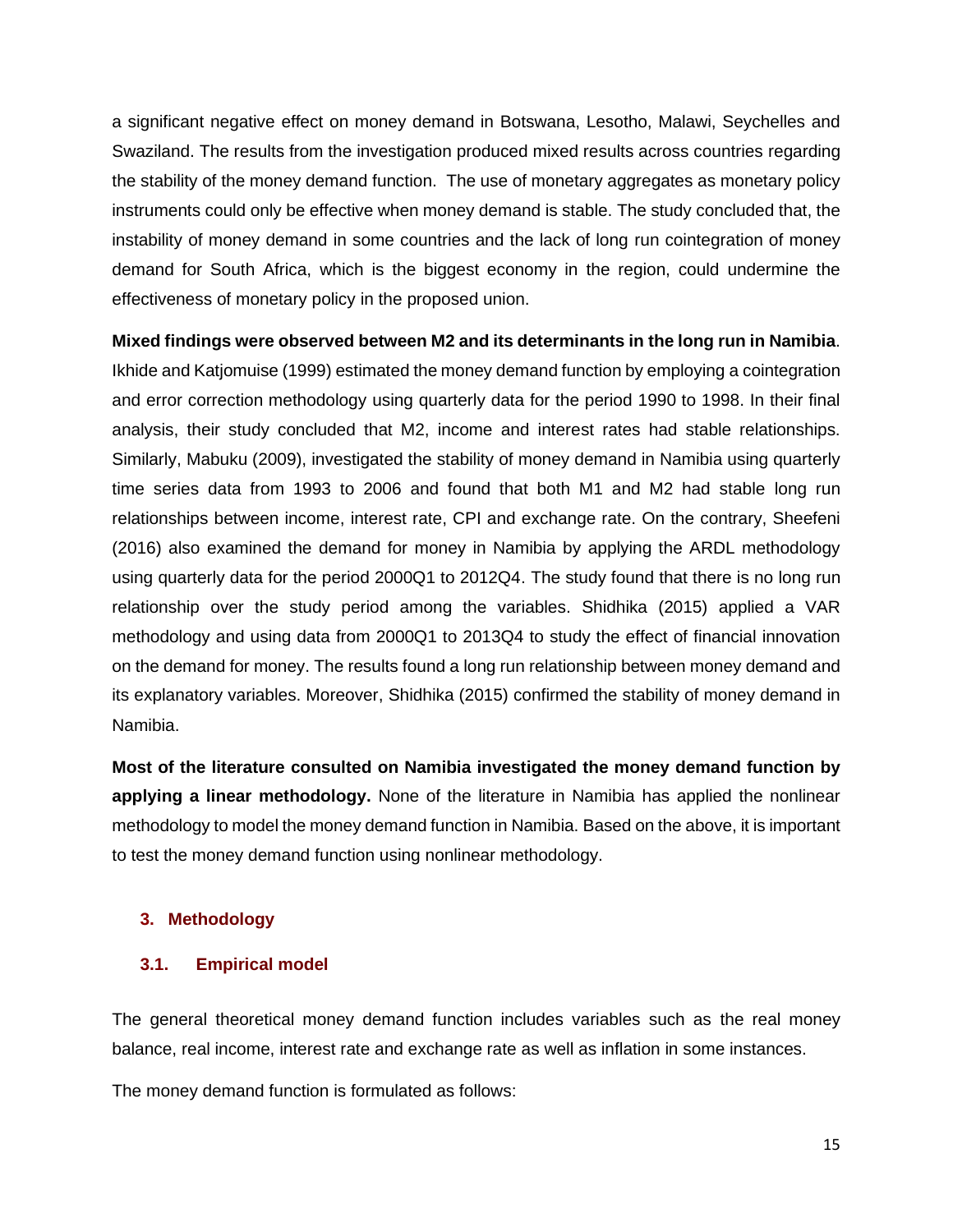a significant negative effect on money demand in Botswana, Lesotho, Malawi, Seychelles and Swaziland. The results from the investigation produced mixed results across countries regarding the stability of the money demand function. The use of monetary aggregates as monetary policy instruments could only be effective when money demand is stable. The study concluded that, the instability of money demand in some countries and the lack of long run cointegration of money demand for South Africa, which is the biggest economy in the region, could undermine the effectiveness of monetary policy in the proposed union.

**Mixed findings were observed between M2 and its determinants in the long run in Namibia**. Ikhide and Katjomuise (1999) estimated the money demand function by employing a cointegration and error correction methodology using quarterly data for the period 1990 to 1998. In their final analysis, their study concluded that M2, income and interest rates had stable relationships. Similarly, Mabuku (2009), investigated the stability of money demand in Namibia using quarterly time series data from 1993 to 2006 and found that both M1 and M2 had stable long run relationships between income, interest rate, CPI and exchange rate. On the contrary, Sheefeni (2016) also examined the demand for money in Namibia by applying the ARDL methodology using quarterly data for the period 2000Q1 to 2012Q4. The study found that there is no long run relationship over the study period among the variables. Shidhika (2015) applied a VAR methodology and using data from 2000Q1 to 2013Q4 to study the effect of financial innovation on the demand for money. The results found a long run relationship between money demand and its explanatory variables. Moreover, Shidhika (2015) confirmed the stability of money demand in Namibia.

**Most of the literature consulted on Namibia investigated the money demand function by applying a linear methodology.** None of the literature in Namibia has applied the nonlinear methodology to model the money demand function in Namibia. Based on the above, it is important to test the money demand function using nonlinear methodology.

## 3. Methodology

### 3.1. Empirical model

The general theoretical money demand function includes variables such as the real money balance, real income, interest rate and exchange rate as well as inflation in some instances.

The money demand function is formulated as follows: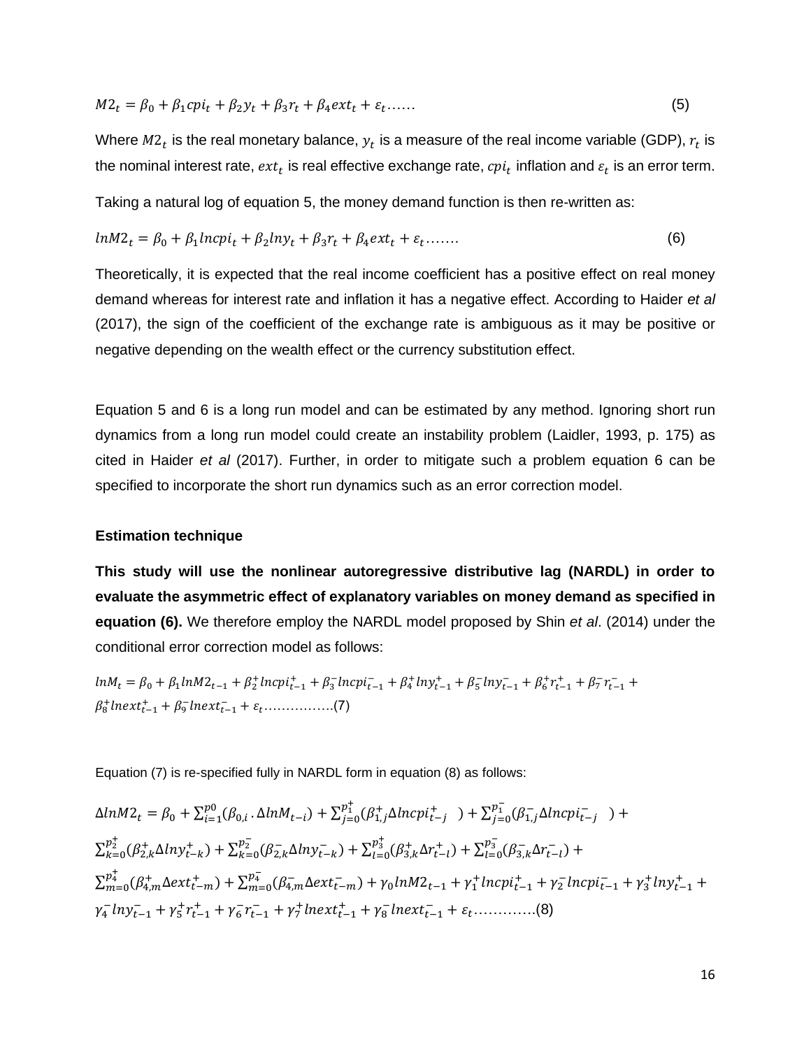$$M2_t = \beta_0 + \beta_1 cpi_t + \beta_2 y_t + \beta_3 r_t + \beta_4 ext_t + \varepsilon_t \ldots\ldots \quad (5)$$

Where $M2_t$ is the real monetary balance, $y_t$ is a measure of the real income variable (GDP), $r_t$ is the nominal interest rate, $ext_t$ is real effective exchange rate, $cpi_t$ inflation and $\varepsilon_t$ is an error term.

Taking a natural log of equation 5, the money demand function is then re-written as:

$$lnM2_t = \beta_0 + \beta_1 lncpi_t + \beta_2 lny_t + \beta_3 r_t + \beta_4 ext_t + \varepsilon_t \ldots\ldots. \quad (6)$$

Theoretically, it is expected that the real income coefficient has a positive effect on real money demand whereas for interest rate and inflation it has a negative effect. According to Haider *et al* (2017), the sign of the coefficient of the exchange rate is ambiguous as it may be positive or negative depending on the wealth effect or the currency substitution effect.

Equation 5 and 6 is a long run model and can be estimated by any method. Ignoring short run dynamics from a long run model could create an instability problem (Laidler, 1993, p. 175) as cited in Haider *et al* (2017). Further, in order to mitigate such a problem equation 6 can be specified to incorporate the short run dynamics such as an error correction model.

**Estimation technique**

**This study will use the nonlinear autoregressive distributive lag (NARDL) in order to evaluate the asymmetric effect of explanatory variables on money demand as specified in equation (6).** We therefore employ the NARDL model proposed by Shin *et al*. (2014) under the conditional error correction model as follows:

$$lnM_t = \beta_0 + \beta_1 lnM2_{t-1} + \beta_2^+ lncpi_{t-1}^+ + \beta_3^- lncpi_{t-1}^- + \beta_4^+ lny_{t-1}^+ + \beta_5^- lny_{t-1}^- + \beta_6^+ r_{t-1}^+ + \beta_7^- r_{t-1}^- + \beta_8^+ lnext_{t-1}^+ + \beta_9^- lnext_{t-1}^- + \varepsilon_t \ldots\ldots\ldots\ldots\ldots.(7)$$

Equation (7) is re-specified fully in NARDL form in equation (8) as follows:

$$\Delta lnM2_t = \beta_0 + \sum_{i=1}^{p0}(\beta_{0,i} . \Delta lnM_{t-i}) + \sum_{j=0}^{p_1^+}(\beta_{1,j}^+ \Delta lncpi_{t-j}^+) + \sum_{j=0}^{p_1^-}(\beta_{1,j}^- \Delta lncpi_{t-j}^-) + \sum_{k=0}^{p_2^+}(\beta_{2,k}^+ \Delta lny_{t-k}^+) + \sum_{k=0}^{p_2^-}(\beta_{2,k}^- \Delta lny_{t-k}^-) + \sum_{l=0}^{p_3^+}(\beta_{3,k}^+ \Delta r_{t-l}^+) + \sum_{l=0}^{p_3^-}(\beta_{3,k}^- \Delta r_{t-l}^-) + \sum_{m=0}^{p_4^+}(\beta_{4,m}^+ \Delta ext_{t-m}^+) + \sum_{m=0}^{p_4^-}(\beta_{4,m}^- \Delta ext_{t-m}^-) + \gamma_0 lnM2_{t-1} + \gamma_1^+ lncpi_{t-1}^+ + \gamma_2^- lncpi_{t-1}^- + \gamma_3^+ lny_{t-1}^+ + \gamma_4^- lny_{t-1}^- + \gamma_5^+ r_{t-1}^+ + \gamma_6^- r_{t-1}^- + \gamma_7^+ lnext_{t-1}^+ + \gamma_8^- lnext_{t-1}^- + \varepsilon_t \ldots\ldots\ldots\ldots.(8)$$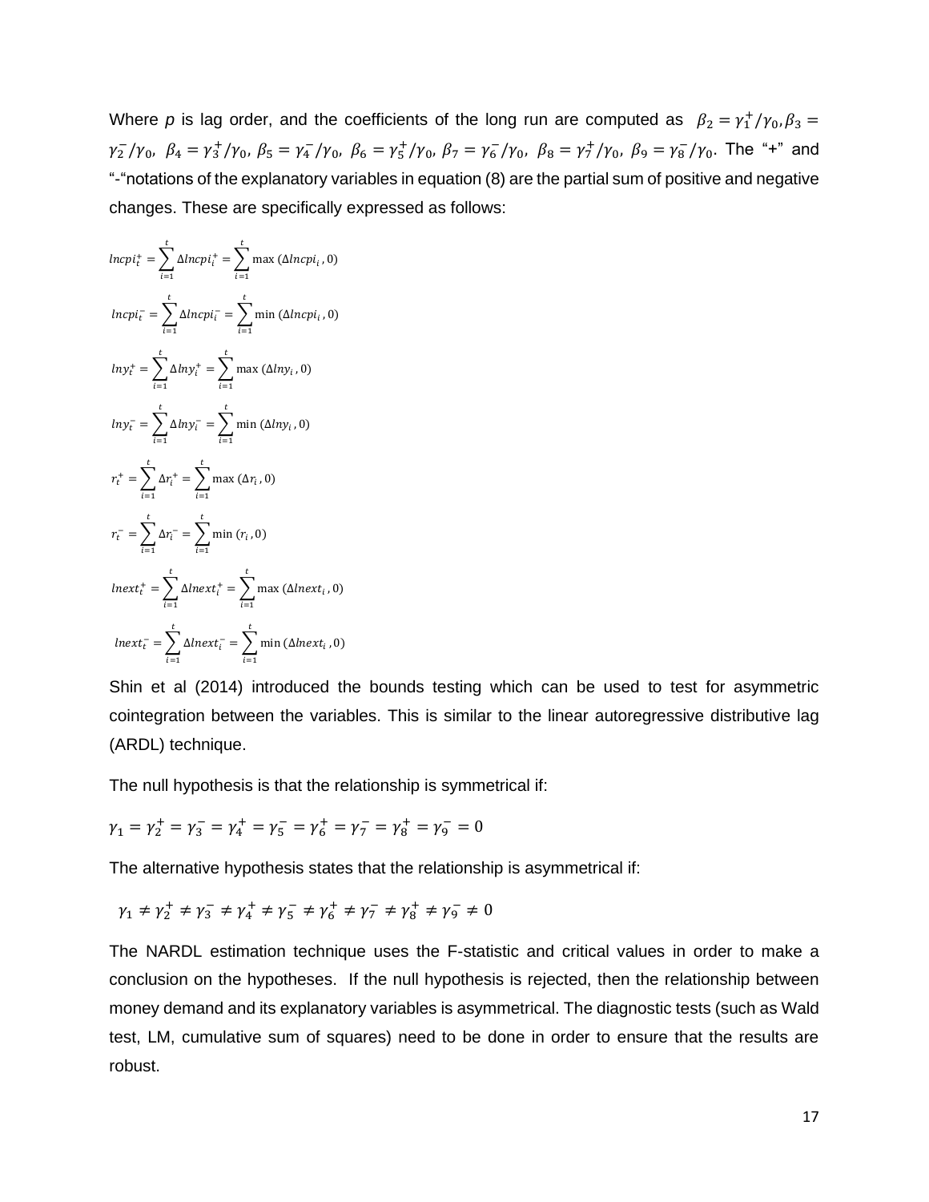Where *p* is lag order, and the coefficients of the long run are computed as $\beta_2 = \gamma_1^+/\gamma_0, \beta_3 = \gamma_2^-/\gamma_0$, $\beta_4 = \gamma_3^+/\gamma_0$, $\beta_5 = \gamma_4^-/\gamma_0$, $\beta_6 = \gamma_5^+/\gamma_0$, $\beta_7 = \gamma_6^-/\gamma_0$, $\beta_8 = \gamma_7^+/\gamma_0$, $\beta_9 = \gamma_8^-/\gamma_0$. The "+" and "-"notations of the explanatory variables in equation (8) are the partial sum of positive and negative changes. These are specifically expressed as follows:

$$lncpi_t^+ = \sum_{i=1}^{t} \Delta lncpi_i^+ = \sum_{i=1}^{t} \max(\Delta lncpi_i, 0)$$

$$lncpi_t^- = \sum_{i=1}^{t} \Delta lncpi_i^- = \sum_{i=1}^{t} \min(\Delta lncpi_i, 0)$$

$$lny_t^+ = \sum_{i=1}^{t} \Delta lny_i^+ = \sum_{i=1}^{t} \max(\Delta lny_i, 0)$$

$$lny_t^- = \sum_{i=1}^{t} \Delta lny_i^- = \sum_{i=1}^{t} \min(\Delta lny_i, 0)$$

$$r_t^+ = \sum_{i=1}^{t} \Delta r_i^+ = \sum_{i=1}^{t} \max(\Delta r_i, 0)$$

$$r_t^- = \sum_{i=1}^{t} \Delta r_i^- = \sum_{i=1}^{t} \min(r_i, 0)$$

$$lnext_t^+ = \sum_{i=1}^{t} \Delta lnext_i^+ = \sum_{i=1}^{t} \max(\Delta lnext_i, 0)$$

$$lnext_t^- = \sum_{i=1}^{t} \Delta lnext_i^- = \sum_{i=1}^{t} \min(\Delta lnext_i, 0)$$

Shin et al (2014) introduced the bounds testing which can be used to test for asymmetric cointegration between the variables. This is similar to the linear autoregressive distributive lag (ARDL) technique.

The null hypothesis is that the relationship is symmetrical if:

$$\gamma_1 = \gamma_2^+ = \gamma_3^- = \gamma_4^+ = \gamma_5^- = \gamma_6^+ = \gamma_7^- = \gamma_8^+ = \gamma_9^- = 0$$

The alternative hypothesis states that the relationship is asymmetrical if:

$$\gamma_1 \neq \gamma_2^+ \neq \gamma_3^- \neq \gamma_4^+ \neq \gamma_5^- \neq \gamma_6^+ \neq \gamma_7^- \neq \gamma_8^+ \neq \gamma_9^- \neq 0$$

The NARDL estimation technique uses the F-statistic and critical values in order to make a conclusion on the hypotheses. If the null hypothesis is rejected, then the relationship between money demand and its explanatory variables is asymmetrical. The diagnostic tests (such as Wald test, LM, cumulative sum of squares) need to be done in order to ensure that the results are robust.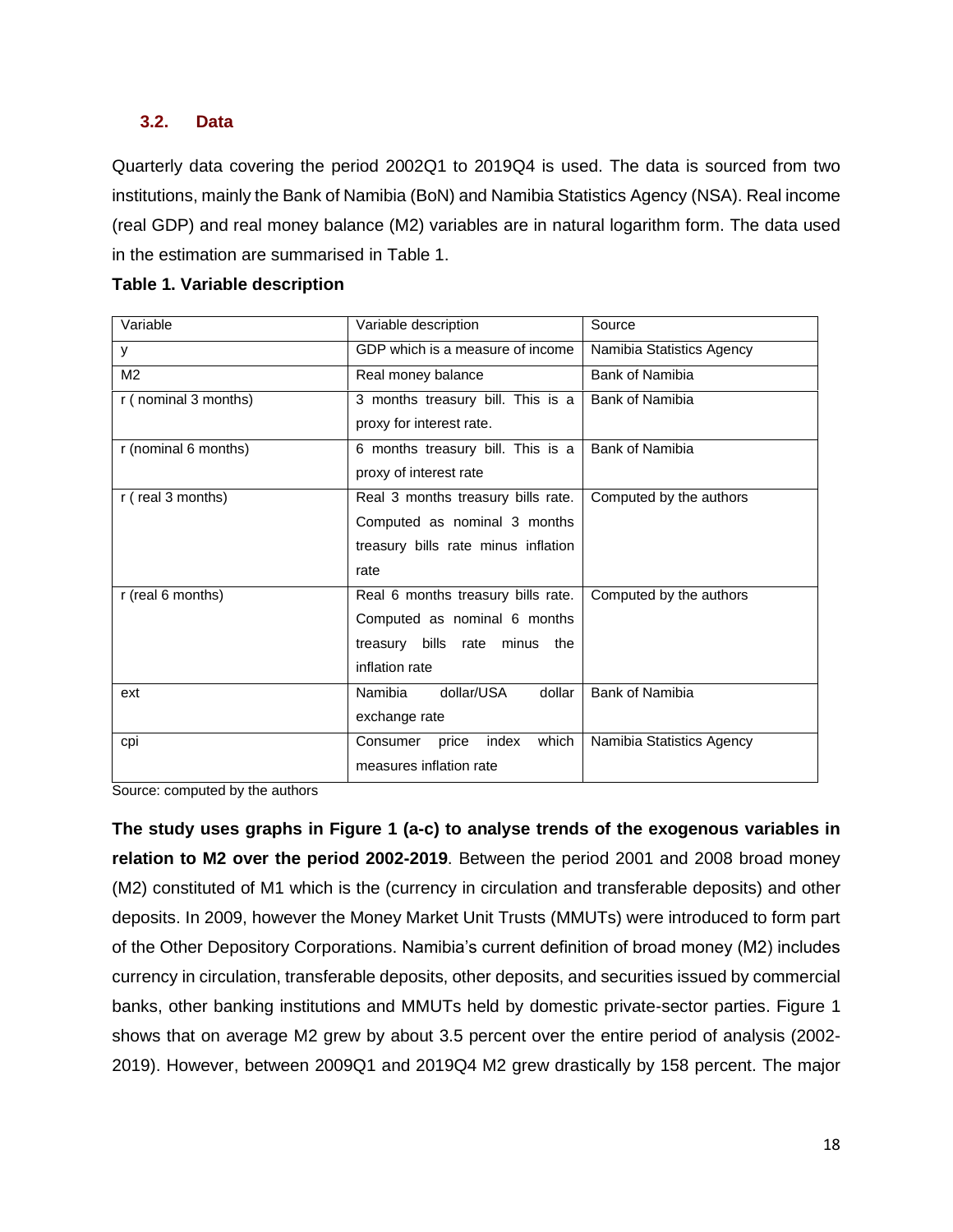### 3.2. Data

Quarterly data covering the period 2002Q1 to 2019Q4 is used. The data is sourced from two institutions, mainly the Bank of Namibia (BoN) and Namibia Statistics Agency (NSA). Real income (real GDP) and real money balance (M2) variables are in natural logarithm form. The data used in the estimation are summarised in Table 1.

**Table 1. Variable description**

| Variable | Variable description | Source |
|---|---|---|
| y | GDP which is a measure of income | Namibia Statistics Agency |
| M2 | Real money balance | Bank of Namibia |
| r ( nominal 3 months) | 3 months treasury bill. This is a proxy for interest rate. | Bank of Namibia |
| r (nominal 6 months) | 6 months treasury bill. This is a proxy of interest rate | Bank of Namibia |
| r ( real 3 months) | Real 3 months treasury bills rate. Computed as nominal 3 months treasury bills rate minus inflation rate | Computed by the authors |
| r (real 6 months) | Real 6 months treasury bills rate. Computed as nominal 6 months treasury bills rate minus the inflation rate | Computed by the authors |
| ext | Namibia dollar/USA dollar exchange rate | Bank of Namibia |
| cpi | Consumer price index which measures inflation rate | Namibia Statistics Agency |

Source: computed by the authors

**The study uses graphs in Figure 1 (a-c) to analyse trends of the exogenous variables in relation to M2 over the period 2002-2019**. Between the period 2001 and 2008 broad money (M2) constituted of M1 which is the (currency in circulation and transferable deposits) and other deposits. In 2009, however the Money Market Unit Trusts (MMUTs) were introduced to form part of the Other Depository Corporations. Namibia's current definition of broad money (M2) includes currency in circulation, transferable deposits, other deposits, and securities issued by commercial banks, other banking institutions and MMUTs held by domestic private-sector parties. Figure 1 shows that on average M2 grew by about 3.5 percent over the entire period of analysis (2002-2019). However, between 2009Q1 and 2019Q4 M2 grew drastically by 158 percent. The major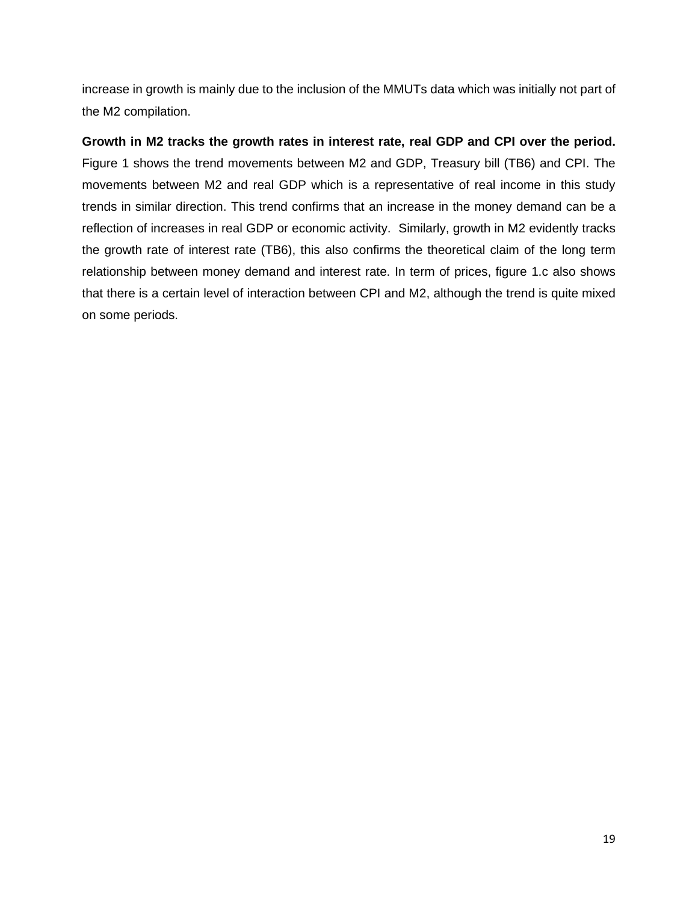increase in growth is mainly due to the inclusion of the MMUTs data which was initially not part of the M2 compilation.

**Growth in M2 tracks the growth rates in interest rate, real GDP and CPI over the period.** Figure 1 shows the trend movements between M2 and GDP, Treasury bill (TB6) and CPI. The movements between M2 and real GDP which is a representative of real income in this study trends in similar direction. This trend confirms that an increase in the money demand can be a reflection of increases in real GDP or economic activity. Similarly, growth in M2 evidently tracks the growth rate of interest rate (TB6), this also confirms the theoretical claim of the long term relationship between money demand and interest rate. In term of prices, figure 1.c also shows that there is a certain level of interaction between CPI and M2, although the trend is quite mixed on some periods.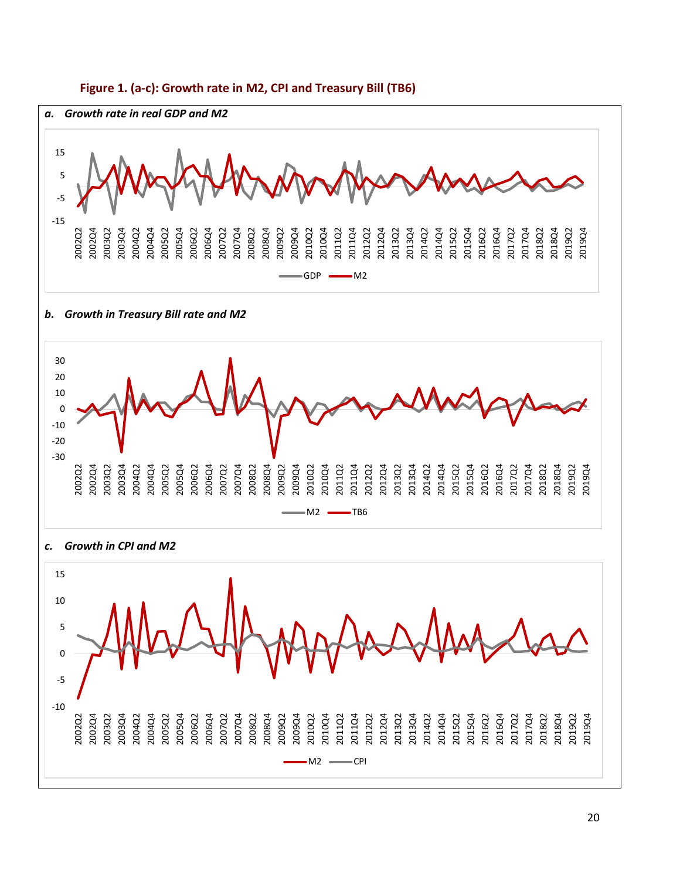**Figure 1. (a-c): Growth rate in M2, CPI and Treasury Bill (TB6)**

***a. Growth rate in real GDP and M2***

***b. Growth in Treasury Bill rate and M2***

***c. Growth in CPI and M2***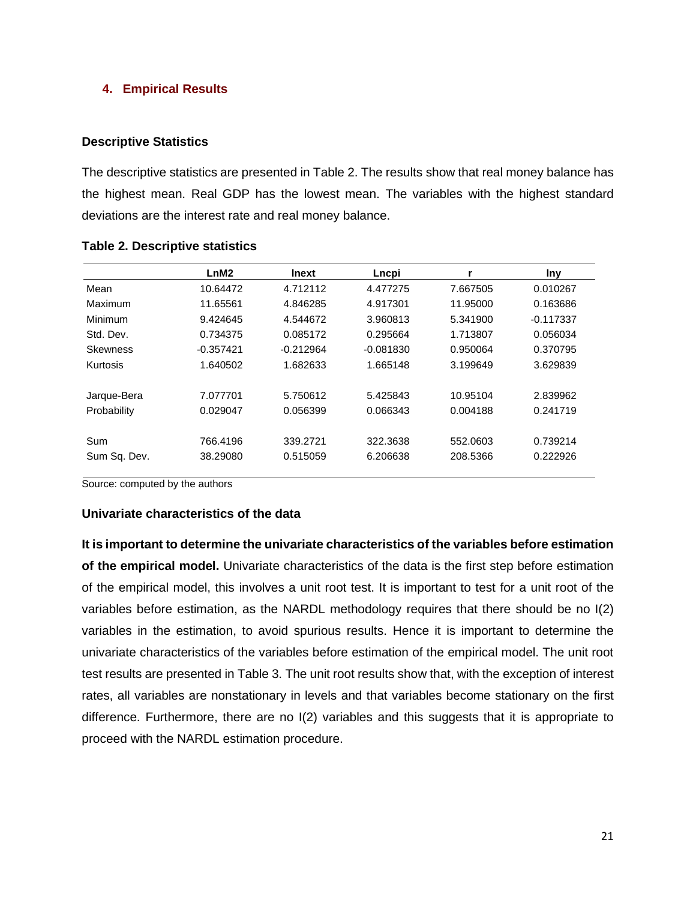## 4. Empirical Results

### Descriptive Statistics

The descriptive statistics are presented in Table 2. The results show that real money balance has the highest mean. Real GDP has the lowest mean. The variables with the highest standard deviations are the interest rate and real money balance.

**Table 2. Descriptive statistics**

| | LnM2 | lnext | Lncpi | r | lny |
|---|---|---|---|---|---|
| Mean | 10.64472 | 4.712112 | 4.477275 | 7.667505 | 0.010267 |
| Maximum | 11.65561 | 4.846285 | 4.917301 | 11.95000 | 0.163686 |
| Minimum | 9.424645 | 4.544672 | 3.960813 | 5.341900 | -0.117337 |
| Std. Dev. | 0.734375 | 0.085172 | 0.295664 | 1.713807 | 0.056034 |
| Skewness | -0.357421 | -0.212964 | -0.081830 | 0.950064 | 0.370795 |
| Kurtosis | 1.640502 | 1.682633 | 1.665148 | 3.199649 | 3.629839 |
| Jarque-Bera | 7.077701 | 5.750612 | 5.425843 | 10.95104 | 2.839962 |
| Probability | 0.029047 | 0.056399 | 0.066343 | 0.004188 | 0.241719 |
| Sum | 766.4196 | 339.2721 | 322.3638 | 552.0603 | 0.739214 |
| Sum Sq. Dev. | 38.29080 | 0.515059 | 6.206638 | 208.5366 | 0.222926 |

Source: computed by the authors

### Univariate characteristics of the data

**It is important to determine the univariate characteristics of the variables before estimation of the empirical model.** Univariate characteristics of the data is the first step before estimation of the empirical model, this involves a unit root test. It is important to test for a unit root of the variables before estimation, as the NARDL methodology requires that there should be no I(2) variables in the estimation, to avoid spurious results. Hence it is important to determine the univariate characteristics of the variables before estimation of the empirical model. The unit root test results are presented in Table 3. The unit root results show that, with the exception of interest rates, all variables are nonstationary in levels and that variables become stationary on the first difference. Furthermore, there are no I(2) variables and this suggests that it is appropriate to proceed with the NARDL estimation procedure.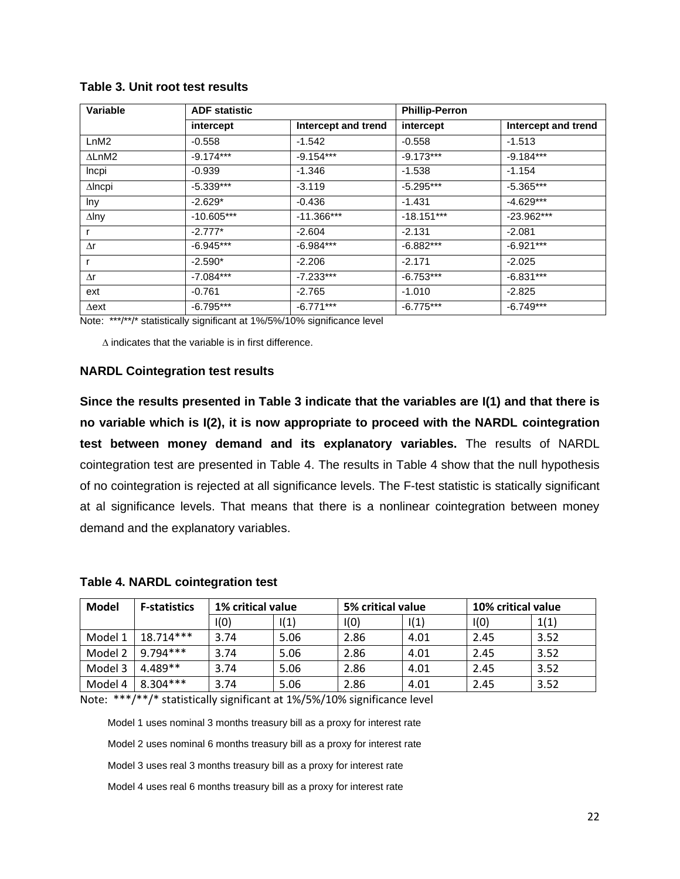**Table 3. Unit root test results**

| Variable | ADF statistic | | Phillip-Perron | |
|---|---|---|---|---|
| | intercept | Intercept and trend | intercept | Intercept and trend |
| LnM2 | -0.558 | -1.542 | -0.558 | -1.513 |
| ∆LnM2 | -9.174*** | -9.154*** | -9.173*** | -9.184*** |
| lncpi | -0.939 | -1.346 | -1.538 | -1.154 |
| ∆lncpi | -5.339*** | -3.119 | -5.295*** | -5.365*** |
| lny | -2.629* | -0.436 | -1.431 | -4.629*** |
| ∆lny | -10.605*** | -11.366*** | -18.151*** | -23.962*** |
| r | -2.777* | -2.604 | -2.131 | -2.081 |
| ∆r | -6.945*** | -6.984*** | -6.882*** | -6.921*** |
| r | -2.590* | -2.206 | -2.171 | -2.025 |
| ∆r | -7.084*** | -7.233*** | -6.753*** | -6.831*** |
| ext | -0.761 | -2.765 | -1.010 | -2.825 |
| ∆ext | -6.795*** | -6.771*** | -6.775*** | -6.749*** |

Note: ***/**/* statistically significant at 1%/5%/10% significance level

∆ indicates that the variable is in first difference.

### NARDL Cointegration test results

**Since the results presented in Table 3 indicate that the variables are I(1) and that there is no variable which is I(2), it is now appropriate to proceed with the NARDL cointegration test between money demand and its explanatory variables.** The results of NARDL cointegration test are presented in Table 4. The results in Table 4 show that the null hypothesis of no cointegration is rejected at all significance levels. The F-test statistic is statically significant at al significance levels. That means that there is a nonlinear cointegration between money demand and the explanatory variables.

**Table 4. NARDL cointegration test**

| Model | F-statistics | 1% critical value | | 5% critical value | | 10% critical value | |
|---|---|---|---|---|---|---|---|
| | | I(0) | I(1) | I(0) | I(1) | I(0) | 1(1) |
| Model 1 | 18.714*** | 3.74 | 5.06 | 2.86 | 4.01 | 2.45 | 3.52 |
| Model 2 | 9.794*** | 3.74 | 5.06 | 2.86 | 4.01 | 2.45 | 3.52 |
| Model 3 | 4.489** | 3.74 | 5.06 | 2.86 | 4.01 | 2.45 | 3.52 |
| Model 4 | 8.304*** | 3.74 | 5.06 | 2.86 | 4.01 | 2.45 | 3.52 |

Note: ***/**/* statistically significant at 1%/5%/10% significance level

Model 1 uses nominal 3 months treasury bill as a proxy for interest rate

Model 2 uses nominal 6 months treasury bill as a proxy for interest rate

Model 3 uses real 3 months treasury bill as a proxy for interest rate

Model 4 uses real 6 months treasury bill as a proxy for interest rate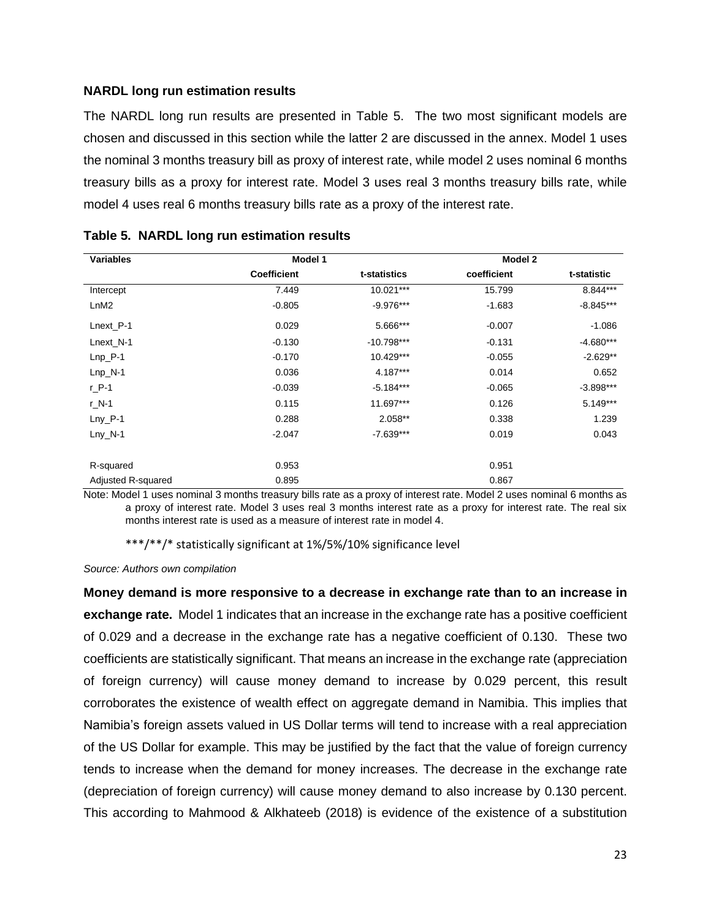### NARDL long run estimation results

The NARDL long run results are presented in Table 5. The two most significant models are chosen and discussed in this section while the latter 2 are discussed in the annex. Model 1 uses the nominal 3 months treasury bill as proxy of interest rate, while model 2 uses nominal 6 months treasury bills as a proxy for interest rate. Model 3 uses real 3 months treasury bills rate, while model 4 uses real 6 months treasury bills rate as a proxy of the interest rate.

**Table 5. NARDL long run estimation results**

| Variables | Model 1 | | Model 2 | |
|---|---|---|---|---|
| | Coefficient | t-statistics | coefficient | t-statistic |
| Intercept | 7.449 | 10.021*** | 15.799 | 8.844*** |
| LnM2 | -0.805 | -9.976*** | -1.683 | -8.845*** |
| Lnext_P-1 | 0.029 | 5.666*** | -0.007 | -1.086 |
| Lnext_N-1 | -0.130 | -10.798*** | -0.131 | -4.680*** |
| Lnp_P-1 | -0.170 | 10.429*** | -0.055 | -2.629** |
| Lnp_N-1 | 0.036 | 4.187*** | 0.014 | 0.652 |
| r_P-1 | -0.039 | -5.184*** | -0.065 | -3.898*** |
| r_N-1 | 0.115 | 11.697*** | 0.126 | 5.149*** |
| Lny_P-1 | 0.288 | 2.058** | 0.338 | 1.239 |
| Lny_N-1 | -2.047 | -7.639*** | 0.019 | 0.043 |
| | | | | |
| R-squared | 0.953 | | 0.951 | |
| Adjusted R-squared | 0.895 | | 0.867 | |

Note: Model 1 uses nominal 3 months treasury bills rate as a proxy of interest rate. Model 2 uses nominal 6 months as a proxy of interest rate. Model 3 uses real 3 months interest rate as a proxy for interest rate. The real six months interest rate is used as a measure of interest rate in model 4.

***/**/* statistically significant at 1%/5%/10% significance level

*Source: Authors own compilation*

**Money demand is more responsive to a decrease in exchange rate than to an increase in exchange rate.** Model 1 indicates that an increase in the exchange rate has a positive coefficient of 0.029 and a decrease in the exchange rate has a negative coefficient of 0.130. These two coefficients are statistically significant. That means an increase in the exchange rate (appreciation of foreign currency) will cause money demand to increase by 0.029 percent, this result corroborates the existence of wealth effect on aggregate demand in Namibia. This implies that Namibia's foreign assets valued in US Dollar terms will tend to increase with a real appreciation of the US Dollar for example. This may be justified by the fact that the value of foreign currency tends to increase when the demand for money increases. The decrease in the exchange rate (depreciation of foreign currency) will cause money demand to also increase by 0.130 percent. This according to Mahmood & Alkhateeb (2018) is evidence of the existence of a substitution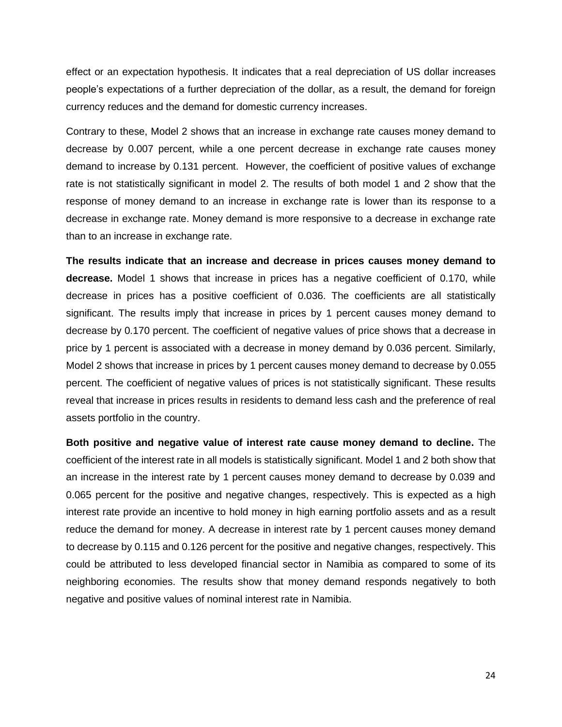effect or an expectation hypothesis. It indicates that a real depreciation of US dollar increases people's expectations of a further depreciation of the dollar, as a result, the demand for foreign currency reduces and the demand for domestic currency increases.

Contrary to these, Model 2 shows that an increase in exchange rate causes money demand to decrease by 0.007 percent, while a one percent decrease in exchange rate causes money demand to increase by 0.131 percent. However, the coefficient of positive values of exchange rate is not statistically significant in model 2. The results of both model 1 and 2 show that the response of money demand to an increase in exchange rate is lower than its response to a decrease in exchange rate. Money demand is more responsive to a decrease in exchange rate than to an increase in exchange rate.

**The results indicate that an increase and decrease in prices causes money demand to decrease.** Model 1 shows that increase in prices has a negative coefficient of 0.170, while decrease in prices has a positive coefficient of 0.036. The coefficients are all statistically significant. The results imply that increase in prices by 1 percent causes money demand to decrease by 0.170 percent. The coefficient of negative values of price shows that a decrease in price by 1 percent is associated with a decrease in money demand by 0.036 percent. Similarly, Model 2 shows that increase in prices by 1 percent causes money demand to decrease by 0.055 percent. The coefficient of negative values of prices is not statistically significant. These results reveal that increase in prices results in residents to demand less cash and the preference of real assets portfolio in the country.

**Both positive and negative value of interest rate cause money demand to decline.** The coefficient of the interest rate in all models is statistically significant. Model 1 and 2 both show that an increase in the interest rate by 1 percent causes money demand to decrease by 0.039 and 0.065 percent for the positive and negative changes, respectively. This is expected as a high interest rate provide an incentive to hold money in high earning portfolio assets and as a result reduce the demand for money. A decrease in interest rate by 1 percent causes money demand to decrease by 0.115 and 0.126 percent for the positive and negative changes, respectively. This could be attributed to less developed financial sector in Namibia as compared to some of its neighboring economies. The results show that money demand responds negatively to both negative and positive values of nominal interest rate in Namibia.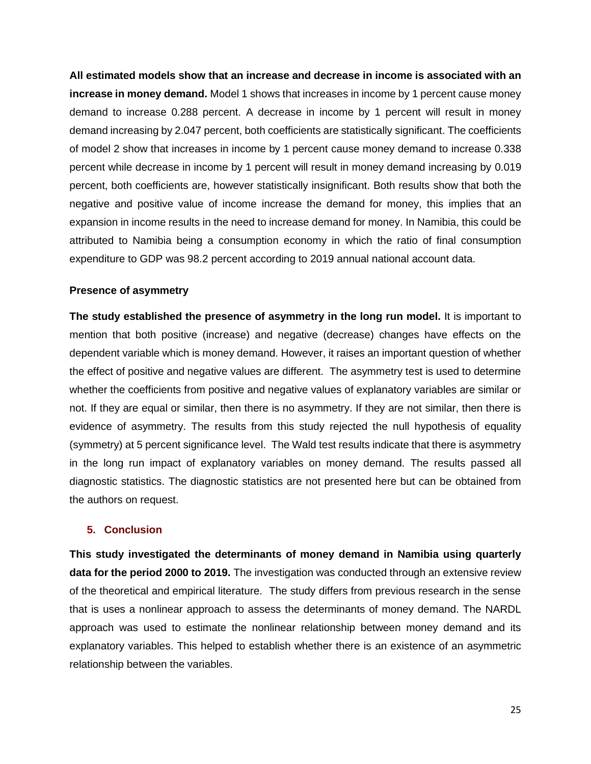**All estimated models show that an increase and decrease in income is associated with an increase in money demand.** Model 1 shows that increases in income by 1 percent cause money demand to increase 0.288 percent. A decrease in income by 1 percent will result in money demand increasing by 2.047 percent, both coefficients are statistically significant. The coefficients of model 2 show that increases in income by 1 percent cause money demand to increase 0.338 percent while decrease in income by 1 percent will result in money demand increasing by 0.019 percent, both coefficients are, however statistically insignificant. Both results show that both the negative and positive value of income increase the demand for money, this implies that an expansion in income results in the need to increase demand for money. In Namibia, this could be attributed to Namibia being a consumption economy in which the ratio of final consumption expenditure to GDP was 98.2 percent according to 2019 annual national account data.

**Presence of asymmetry**

**The study established the presence of asymmetry in the long run model.** It is important to mention that both positive (increase) and negative (decrease) changes have effects on the dependent variable which is money demand. However, it raises an important question of whether the effect of positive and negative values are different. The asymmetry test is used to determine whether the coefficients from positive and negative values of explanatory variables are similar or not. If they are equal or similar, then there is no asymmetry. If they are not similar, then there is evidence of asymmetry. The results from this study rejected the null hypothesis of equality (symmetry) at 5 percent significance level. The Wald test results indicate that there is asymmetry in the long run impact of explanatory variables on money demand. The results passed all diagnostic statistics. The diagnostic statistics are not presented here but can be obtained from the authors on request.

## 5. Conclusion

**This study investigated the determinants of money demand in Namibia using quarterly data for the period 2000 to 2019.** The investigation was conducted through an extensive review of the theoretical and empirical literature. The study differs from previous research in the sense that is uses a nonlinear approach to assess the determinants of money demand. The NARDL approach was used to estimate the nonlinear relationship between money demand and its explanatory variables. This helped to establish whether there is an existence of an asymmetric relationship between the variables.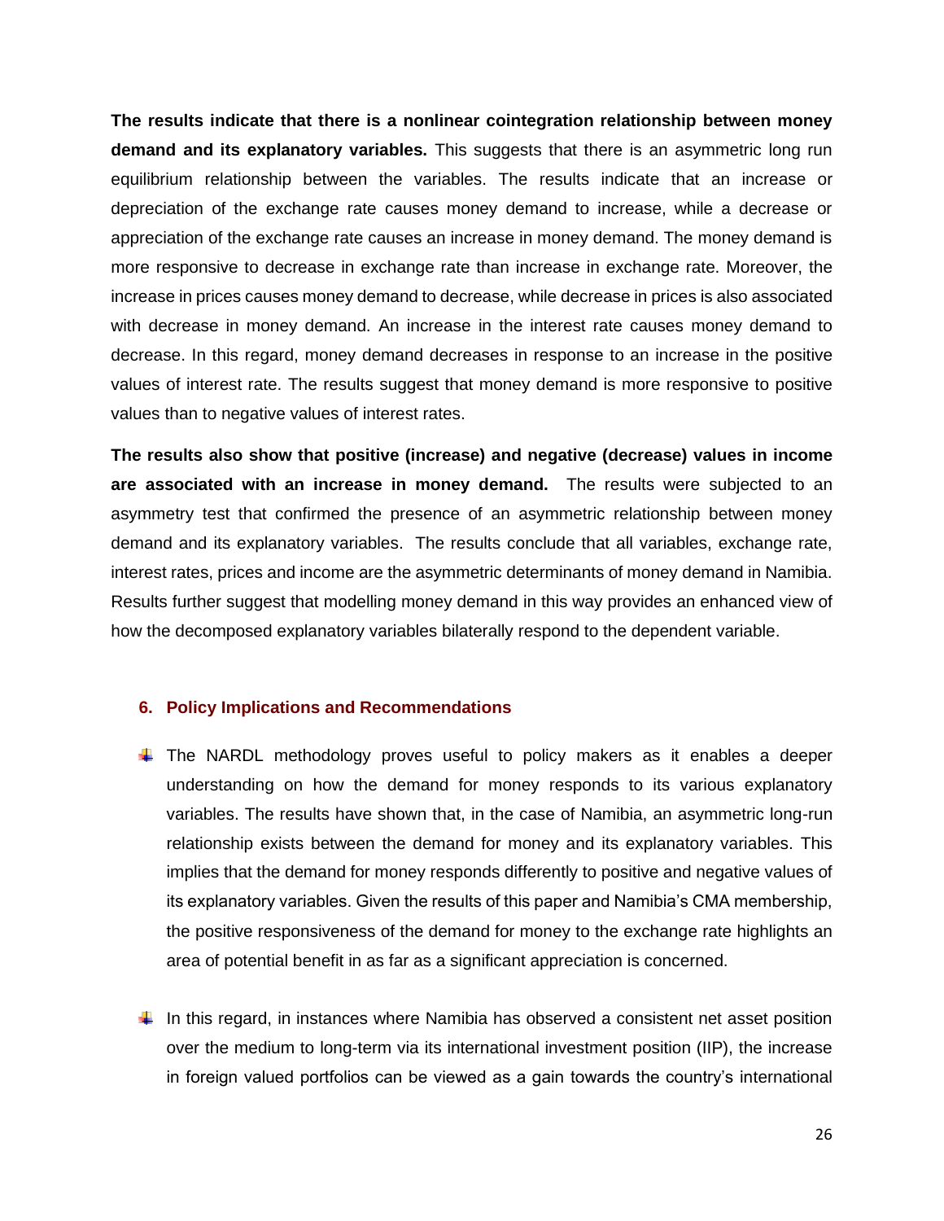**The results indicate that there is a nonlinear cointegration relationship between money demand and its explanatory variables.** This suggests that there is an asymmetric long run equilibrium relationship between the variables. The results indicate that an increase or depreciation of the exchange rate causes money demand to increase, while a decrease or appreciation of the exchange rate causes an increase in money demand. The money demand is more responsive to decrease in exchange rate than increase in exchange rate. Moreover, the increase in prices causes money demand to decrease, while decrease in prices is also associated with decrease in money demand. An increase in the interest rate causes money demand to decrease. In this regard, money demand decreases in response to an increase in the positive values of interest rate. The results suggest that money demand is more responsive to positive values than to negative values of interest rates.

**The results also show that positive (increase) and negative (decrease) values in income are associated with an increase in money demand.** The results were subjected to an asymmetry test that confirmed the presence of an asymmetric relationship between money demand and its explanatory variables. The results conclude that all variables, exchange rate, interest rates, prices and income are the asymmetric determinants of money demand in Namibia. Results further suggest that modelling money demand in this way provides an enhanced view of how the decomposed explanatory variables bilaterally respond to the dependent variable.

## 6. Policy Implications and Recommendations

- The NARDL methodology proves useful to policy makers as it enables a deeper understanding on how the demand for money responds to its various explanatory variables. The results have shown that, in the case of Namibia, an asymmetric long-run relationship exists between the demand for money and its explanatory variables. This implies that the demand for money responds differently to positive and negative values of its explanatory variables. Given the results of this paper and Namibia's CMA membership, the positive responsiveness of the demand for money to the exchange rate highlights an area of potential benefit in as far as a significant appreciation is concerned.

- In this regard, in instances where Namibia has observed a consistent net asset position over the medium to long-term via its international investment position (IIP), the increase in foreign valued portfolios can be viewed as a gain towards the country's international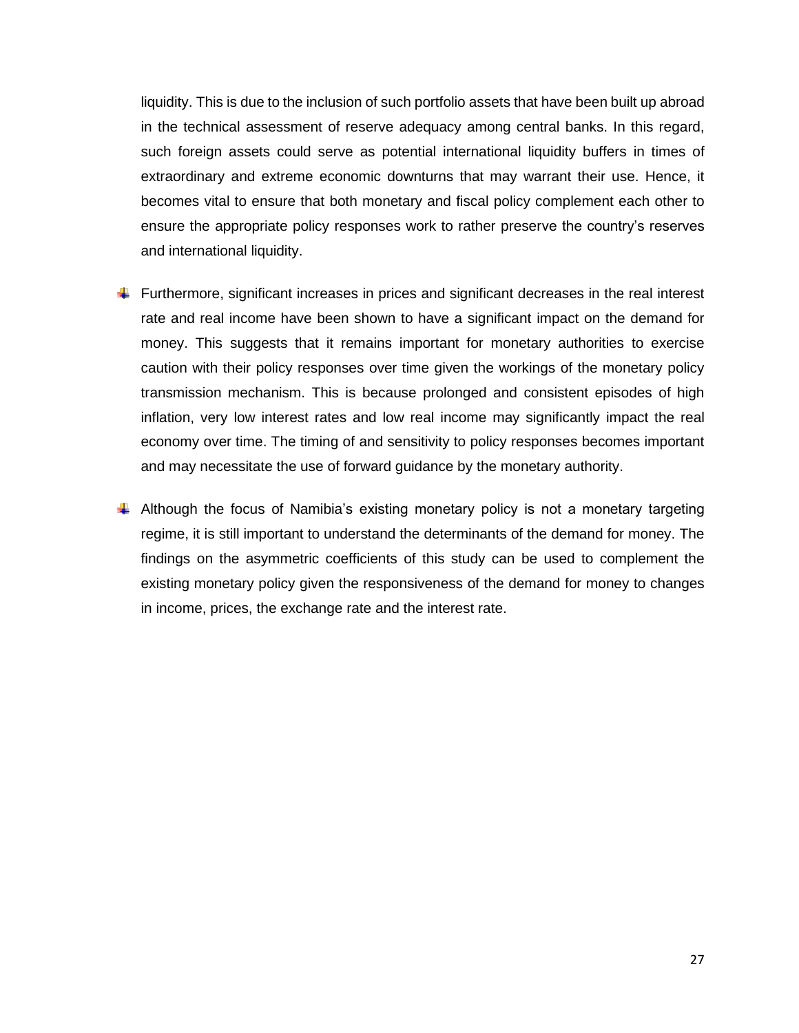liquidity. This is due to the inclusion of such portfolio assets that have been built up abroad in the technical assessment of reserve adequacy among central banks. In this regard, such foreign assets could serve as potential international liquidity buffers in times of extraordinary and extreme economic downturns that may warrant their use. Hence, it becomes vital to ensure that both monetary and fiscal policy complement each other to ensure the appropriate policy responses work to rather preserve the country's reserves and international liquidity.

- Furthermore, significant increases in prices and significant decreases in the real interest rate and real income have been shown to have a significant impact on the demand for money. This suggests that it remains important for monetary authorities to exercise caution with their policy responses over time given the workings of the monetary policy transmission mechanism. This is because prolonged and consistent episodes of high inflation, very low interest rates and low real income may significantly impact the real economy over time. The timing of and sensitivity to policy responses becomes important and may necessitate the use of forward guidance by the monetary authority.

- Although the focus of Namibia's existing monetary policy is not a monetary targeting regime, it is still important to understand the determinants of the demand for money. The findings on the asymmetric coefficients of this study can be used to complement the existing monetary policy given the responsiveness of the demand for money to changes in income, prices, the exchange rate and the interest rate.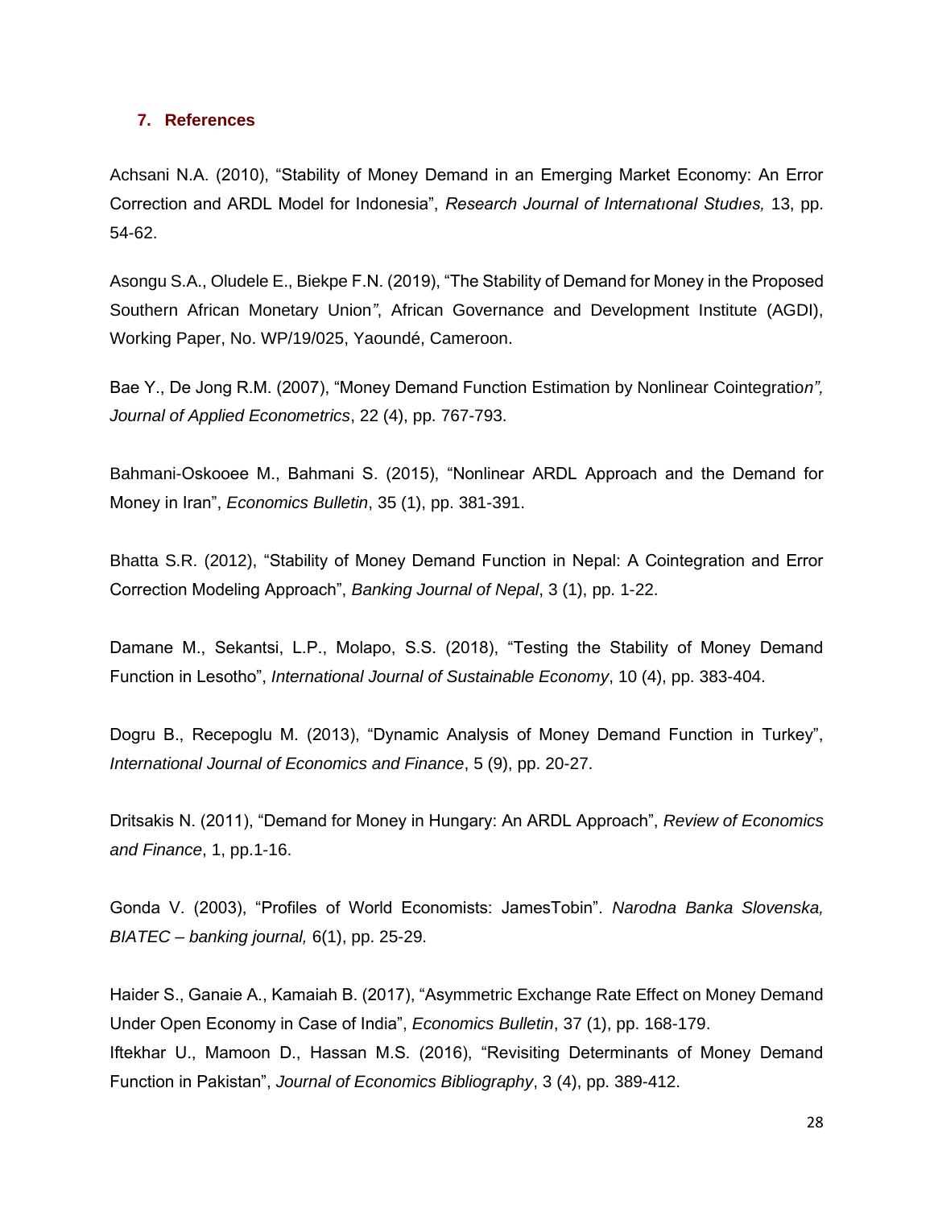## 7. References

Achsani N.A. (2010), “Stability of Money Demand in an Emerging Market Economy: An Error Correction and ARDL Model for Indonesia”, *Research Journal of Internatıonal Studıes,* 13, pp. 54-62.

Asongu S.A., Oludele E., Biekpe F.N. (2019), “The Stability of Demand for Money in the Proposed Southern African Monetary Union”, African Governance and Development Institute (AGDI), Working Paper, No. WP/19/025, Yaoundé, Cameroon.

Bae Y., De Jong R.M. (2007), “Money Demand Function Estimation by Nonlinear Cointegration”, *Journal of Applied Econometrics*, 22 (4), pp. 767-793.

Bahmani-Oskooee M., Bahmani S. (2015), “Nonlinear ARDL Approach and the Demand for Money in Iran”, *Economics Bulletin*, 35 (1), pp. 381-391.

Bhatta S.R. (2012), “Stability of Money Demand Function in Nepal: A Cointegration and Error Correction Modeling Approach”, *Banking Journal of Nepal*, 3 (1), pp. 1-22.

Damane M., Sekantsi, L.P., Molapo, S.S. (2018), “Testing the Stability of Money Demand Function in Lesotho”, *International Journal of Sustainable Economy*, 10 (4), pp. 383-404.

Dogru B., Recepoglu M. (2013), “Dynamic Analysis of Money Demand Function in Turkey”, *International Journal of Economics and Finance*, 5 (9), pp. 20-27.

Dritsakis N. (2011), “Demand for Money in Hungary: An ARDL Approach”, *Review of Economics and Finance*, 1, pp.1-16.

Gonda V. (2003), “Profiles of World Economists: JamesTobin”. *Narodna Banka Slovenska, BIATEC – banking journal,* 6(1), pp. 25-29.

Haider S., Ganaie A., Kamaiah B. (2017), “Asymmetric Exchange Rate Effect on Money Demand Under Open Economy in Case of India”, *Economics Bulletin*, 37 (1), pp. 168-179.

Iftekhar U., Mamoon D., Hassan M.S. (2016), “Revisiting Determinants of Money Demand Function in Pakistan”, *Journal of Economics Bibliography*, 3 (4), pp. 389-412.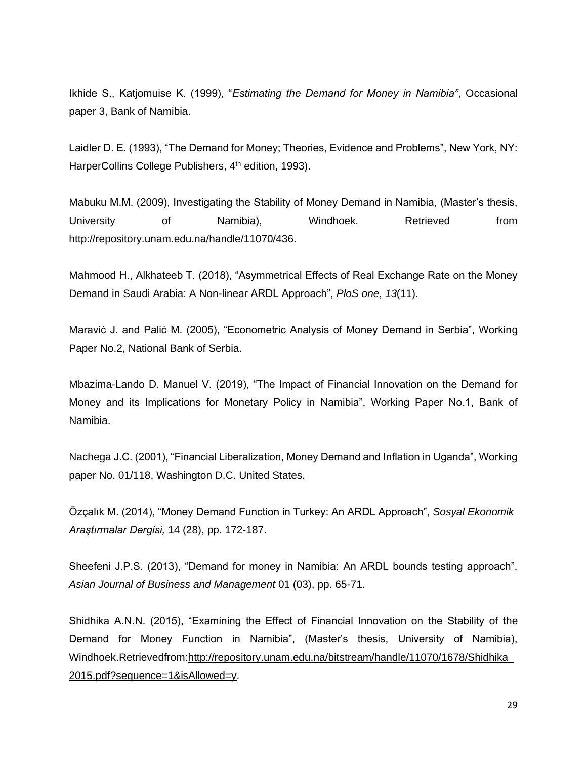Ikhide S., Katjomuise K. (1999), "*Estimating the Demand for Money in Namibia"*, Occasional paper 3, Bank of Namibia.

Laidler D. E. (1993), "The Demand for Money; Theories, Evidence and Problems", New York, NY: HarperCollins College Publishers, 4th edition, 1993).

Mabuku M.M. (2009), Investigating the Stability of Money Demand in Namibia, (Master's thesis, University of Namibia), Windhoek. Retrieved from http://repository.unam.edu.na/handle/11070/436.

Mahmood H., Alkhateeb T. (2018), "Asymmetrical Effects of Real Exchange Rate on the Money Demand in Saudi Arabia: A Non-linear ARDL Approach", *PloS one*, *13*(11).

Maravić J. and Palić M. (2005), "Econometric Analysis of Money Demand in Serbia", Working Paper No.2, National Bank of Serbia.

Mbazima-Lando D. Manuel V. (2019), "The Impact of Financial Innovation on the Demand for Money and its Implications for Monetary Policy in Namibia", Working Paper No.1, Bank of Namibia.

Nachega J.C. (2001), "Financial Liberalization, Money Demand and Inflation in Uganda", Working paper No. 01/118, Washington D.C. United States.

Özçalık M. (2014), "Money Demand Function in Turkey: An ARDL Approach", *Sosyal Ekonomik Araştırmalar Dergisi,* 14 (28), pp. 172-187.

Sheefeni J.P.S. (2013), "Demand for money in Namibia: An ARDL bounds testing approach", *Asian Journal of Business and Management* 01 (03), pp. 65-71.

Shidhika A.N.N. (2015), "Examining the Effect of Financial Innovation on the Stability of the Demand for Money Function in Namibia", (Master's thesis, University of Namibia), Windhoek.Retrievedfrom:http://repository.unam.edu.na/bitstream/handle/11070/1678/Shidhika_2015.pdf?sequence=1&isAllowed=y.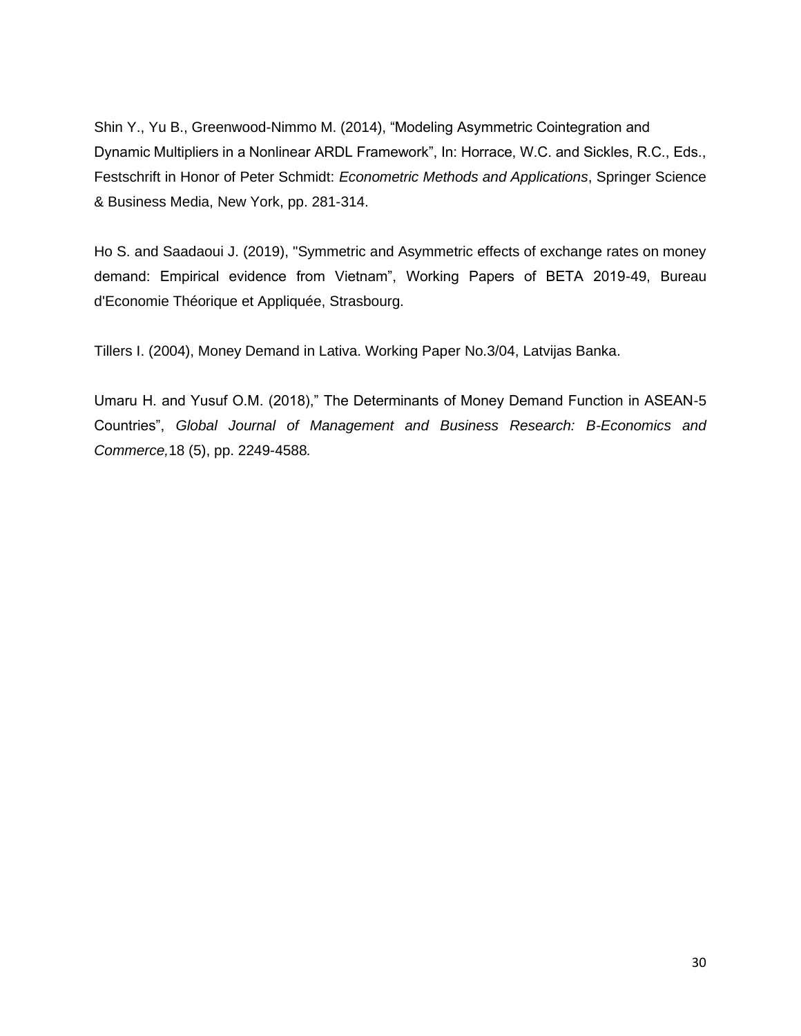Shin Y., Yu B., Greenwood-Nimmo M. (2014), “Modeling Asymmetric Cointegration and Dynamic Multipliers in a Nonlinear ARDL Framework”, In: Horrace, W.C. and Sickles, R.C., Eds., Festschrift in Honor of Peter Schmidt: *Econometric Methods and Applications*, Springer Science & Business Media, New York, pp. 281-314.

Ho S. and Saadaoui J. (2019), "Symmetric and Asymmetric effects of exchange rates on money demand: Empirical evidence from Vietnam”, Working Papers of BETA 2019-49, Bureau d'Economie Théorique et Appliquée, Strasbourg.

Tillers I. (2004), Money Demand in Lativa. Working Paper No.3/04, Latvijas Banka.

Umaru H. and Yusuf O.M. (2018),” The Determinants of Money Demand Function in ASEAN-5 Countries”, *Global Journal of Management and Business Research: B-Economics and Commerce,*18 (5), pp. 2249-4588*.*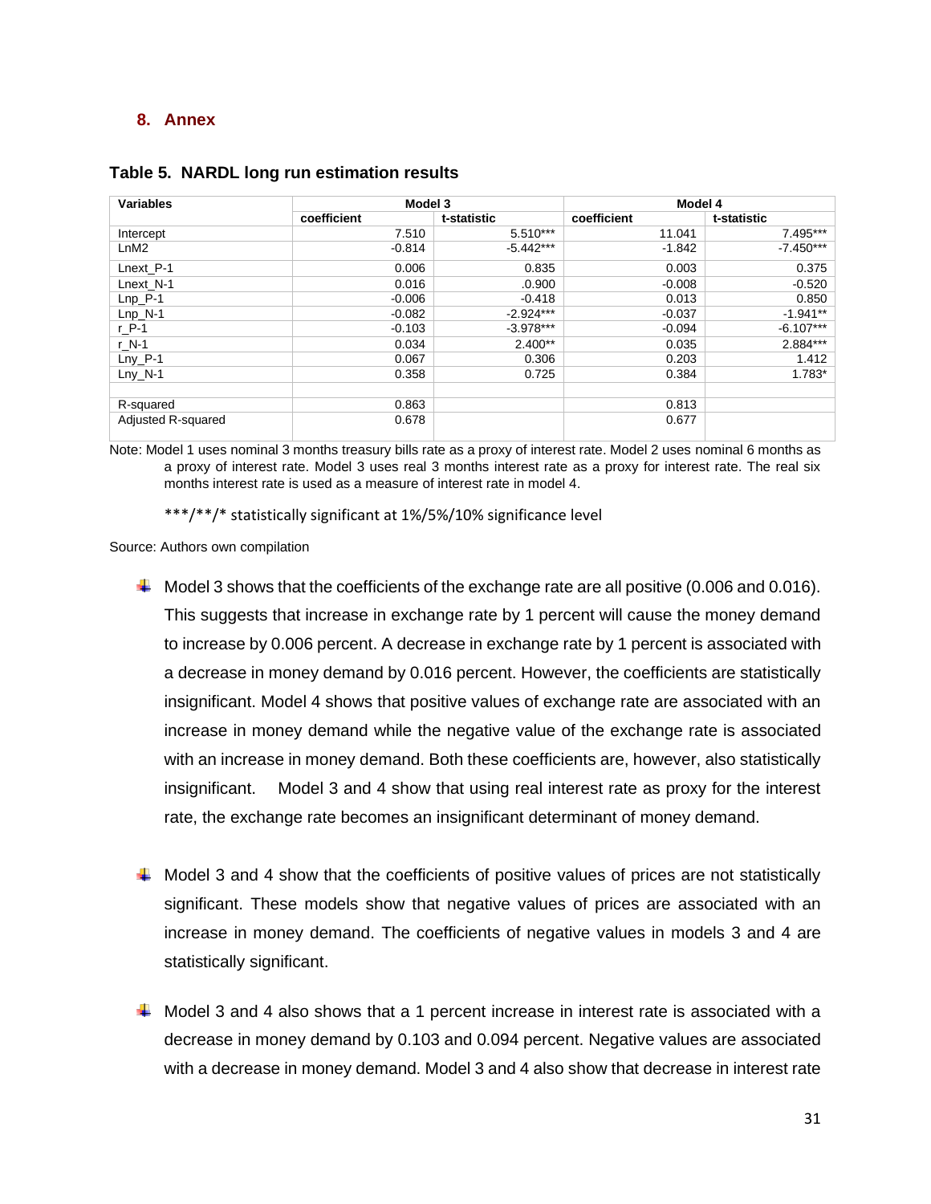## 8. Annex

**Table 5. NARDL long run estimation results**

| Variables | Model 3 | | Model 4 | |
|---|---|---|---|---|
| | coefficient | t-statistic | coefficient | t-statistic |
| Intercept | 7.510 | 5.510*** | 11.041 | 7.495*** |
| LnM2 | -0.814 | -5.442*** | -1.842 | -7.450*** |
| Lnext_P-1 | 0.006 | 0.835 | 0.003 | 0.375 |
| Lnext_N-1 | 0.016 | .0.900 | -0.008 | -0.520 |
| Lnp_P-1 | -0.006 | -0.418 | 0.013 | 0.850 |
| Lnp_N-1 | -0.082 | -2.924*** | -0.037 | -1.941** |
| r_P-1 | -0.103 | -3.978*** | -0.094 | -6.107*** |
| r_N-1 | 0.034 | 2.400** | 0.035 | 2.884*** |
| Lny_P-1 | 0.067 | 0.306 | 0.203 | 1.412 |
| Lny_N-1 | 0.358 | 0.725 | 0.384 | 1.783* |
| | | | | |
| R-squared | 0.863 | | 0.813 | |
| Adjusted R-squared | 0.678 | | 0.677 | |

Note: Model 1 uses nominal 3 months treasury bills rate as a proxy of interest rate. Model 2 uses nominal 6 months as a proxy of interest rate. Model 3 uses real 3 months interest rate as a proxy for interest rate. The real six months interest rate is used as a measure of interest rate in model 4.

***/**/* statistically significant at 1%/5%/10% significance level

Source: Authors own compilation

- Model 3 shows that the coefficients of the exchange rate are all positive (0.006 and 0.016). This suggests that increase in exchange rate by 1 percent will cause the money demand to increase by 0.006 percent. A decrease in exchange rate by 1 percent is associated with a decrease in money demand by 0.016 percent. However, the coefficients are statistically insignificant. Model 4 shows that positive values of exchange rate are associated with an increase in money demand while the negative value of the exchange rate is associated with an increase in money demand. Both these coefficients are, however, also statistically insignificant. Model 3 and 4 show that using real interest rate as proxy for the interest rate, the exchange rate becomes an insignificant determinant of money demand.

- Model 3 and 4 show that the coefficients of positive values of prices are not statistically significant. These models show that negative values of prices are associated with an increase in money demand. The coefficients of negative values in models 3 and 4 are statistically significant.

- Model 3 and 4 also shows that a 1 percent increase in interest rate is associated with a decrease in money demand by 0.103 and 0.094 percent. Negative values are associated with a decrease in money demand. Model 3 and 4 also show that decrease in interest rate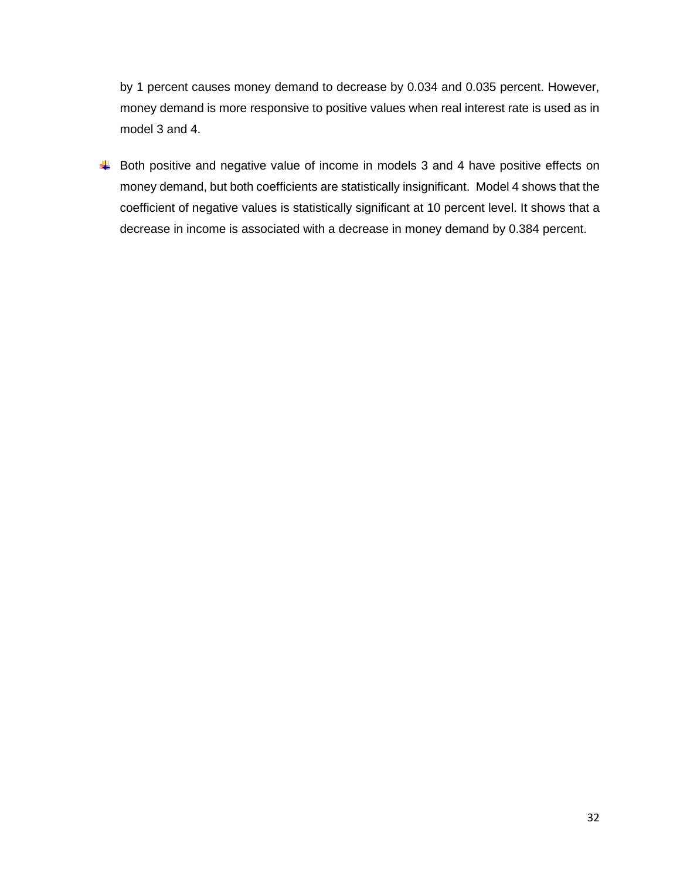by 1 percent causes money demand to decrease by 0.034 and 0.035 percent. However, money demand is more responsive to positive values when real interest rate is used as in model 3 and 4.

- Both positive and negative value of income in models 3 and 4 have positive effects on money demand, but both coefficients are statistically insignificant. Model 4 shows that the coefficient of negative values is statistically significant at 10 percent level. It shows that a decrease in income is associated with a decrease in money demand by 0.384 percent.